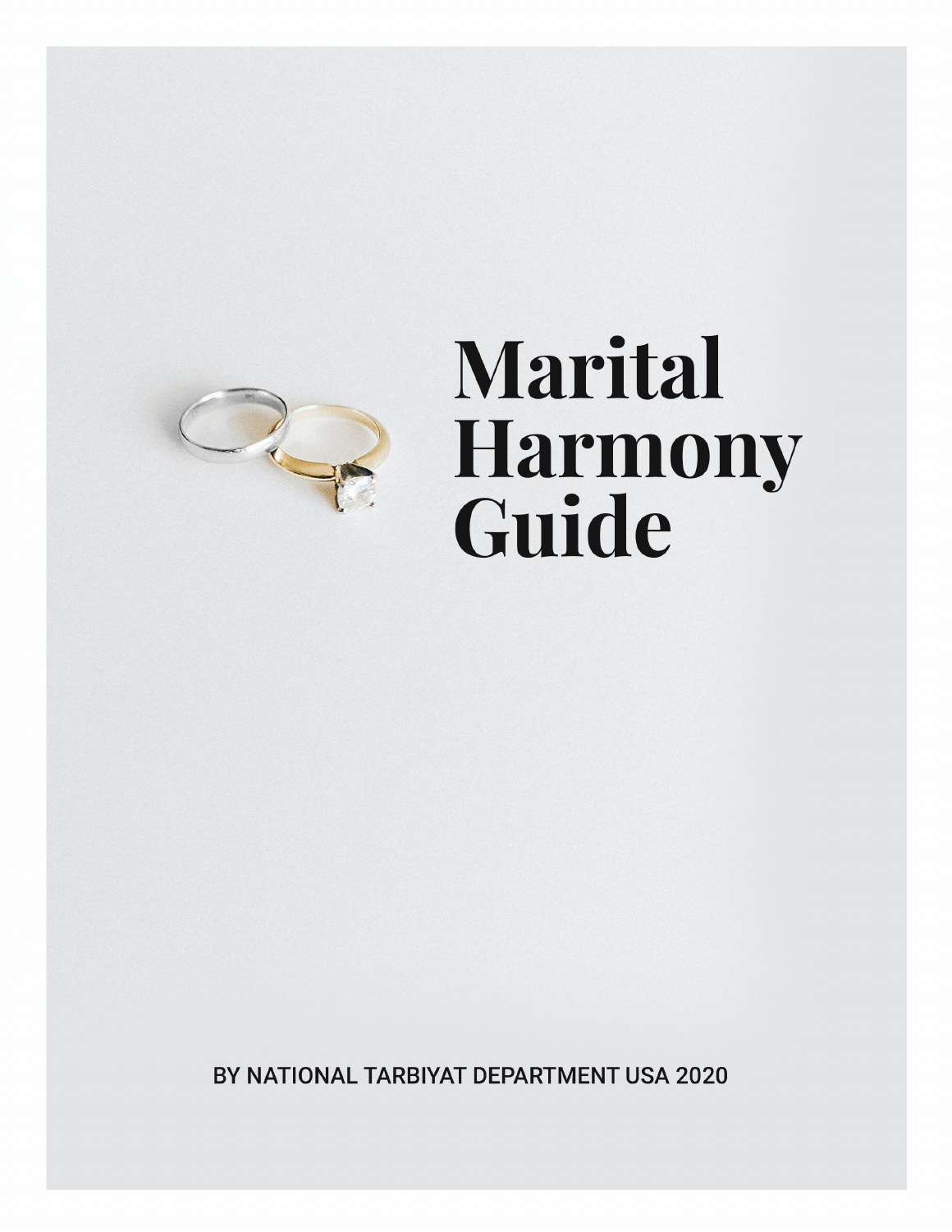# Marital Harmony Guide

BY NATIONAL TARBIYAT DEPARTMENT USA 2020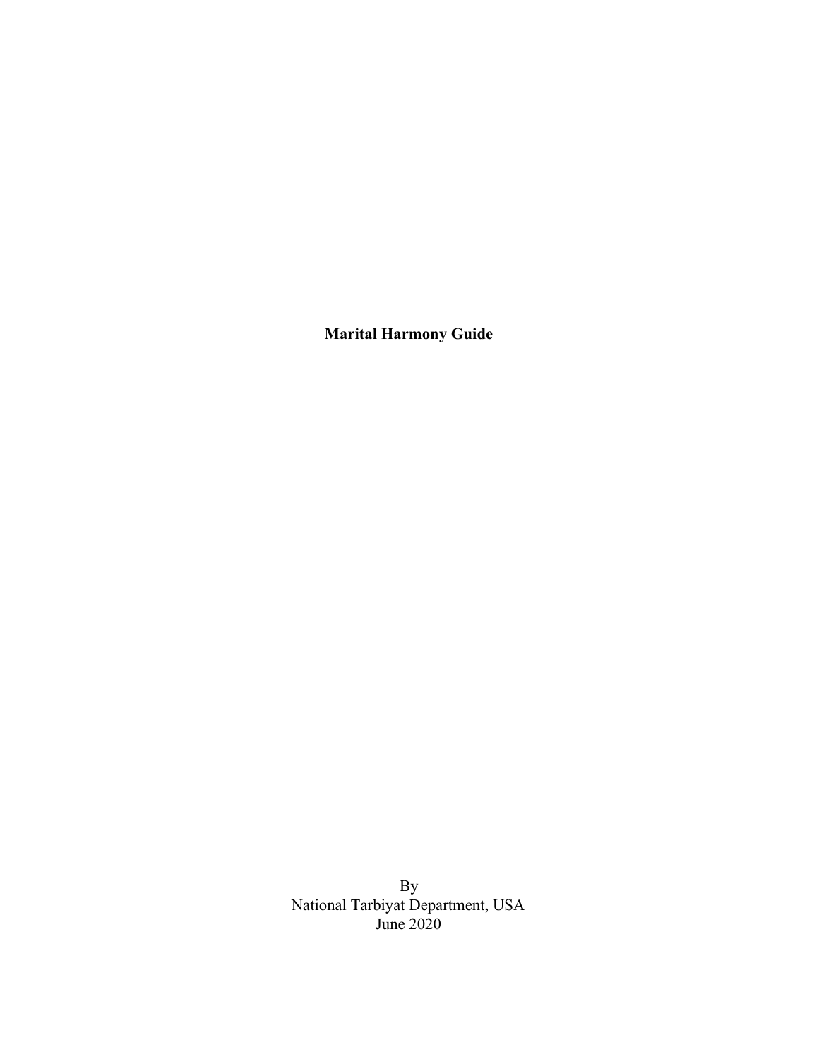# Marital Harmony Guide

By
National Tarbiyat Department, USA
June 2020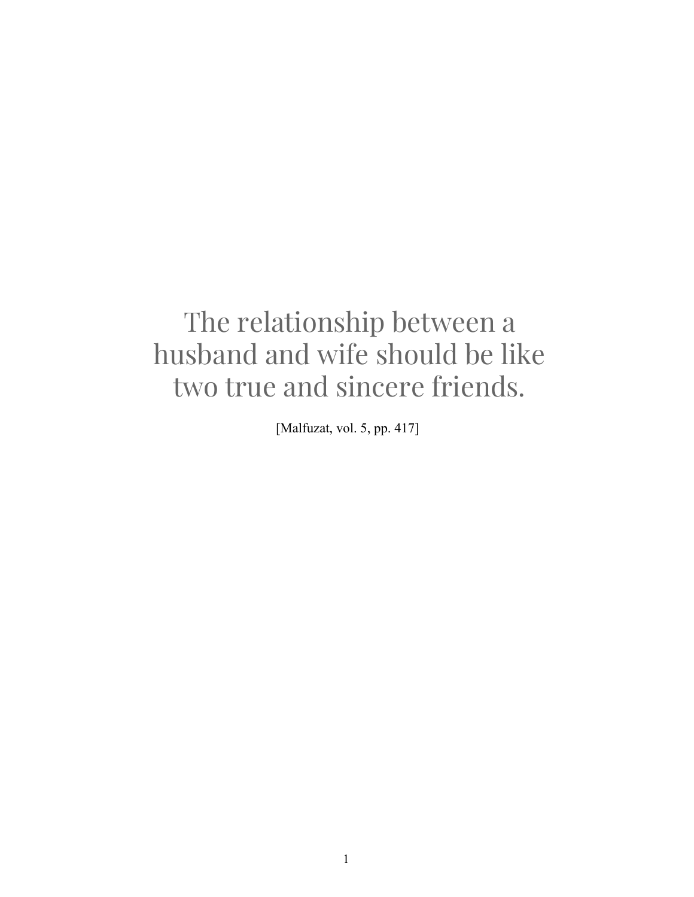The relationship between a husband and wife should be like two true and sincere friends.

[Malfuzat, vol. 5, pp. 417]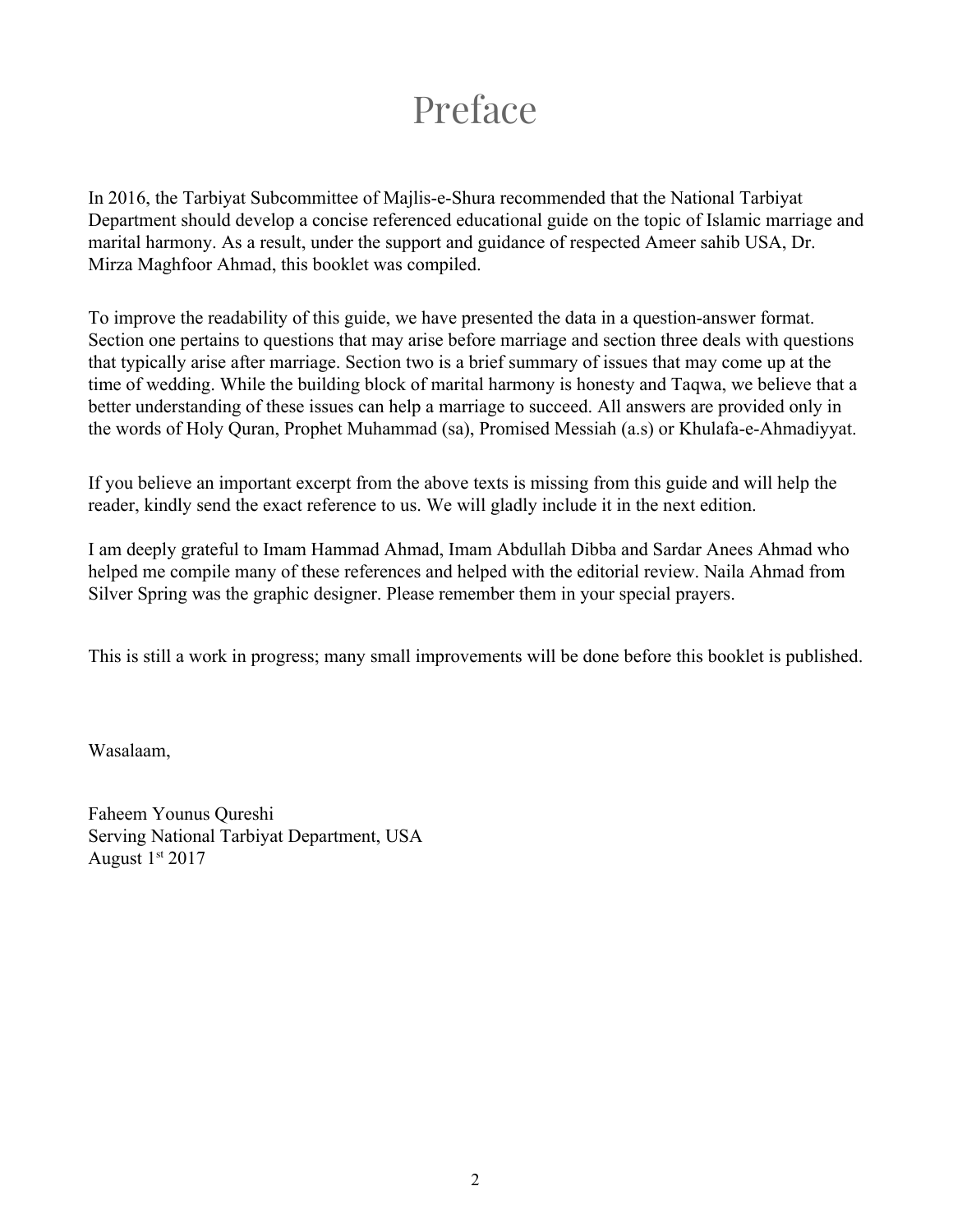# Preface

In 2016, the Tarbiyat Subcommittee of Majlis-e-Shura recommended that the National Tarbiyat Department should develop a concise referenced educational guide on the topic of Islamic marriage and marital harmony. As a result, under the support and guidance of respected Ameer sahib USA, Dr. Mirza Maghfoor Ahmad, this booklet was compiled.

To improve the readability of this guide, we have presented the data in a question-answer format. Section one pertains to questions that may arise before marriage and section three deals with questions that typically arise after marriage. Section two is a brief summary of issues that may come up at the time of wedding. While the building block of marital harmony is honesty and Taqwa, we believe that a better understanding of these issues can help a marriage to succeed. All answers are provided only in the words of Holy Quran, Prophet Muhammad (sa), Promised Messiah (a.s) or Khulafa-e-Ahmadiyyat.

If you believe an important excerpt from the above texts is missing from this guide and will help the reader, kindly send the exact reference to us. We will gladly include it in the next edition.

I am deeply grateful to Imam Hammad Ahmad, Imam Abdullah Dibba and Sardar Anees Ahmad who helped me compile many of these references and helped with the editorial review. Naila Ahmad from Silver Spring was the graphic designer. Please remember them in your special prayers.

This is still a work in progress; many small improvements will be done before this booklet is published.

Wasalaam,

Faheem Younus Qureshi
Serving National Tarbiyat Department, USA
August 1st 2017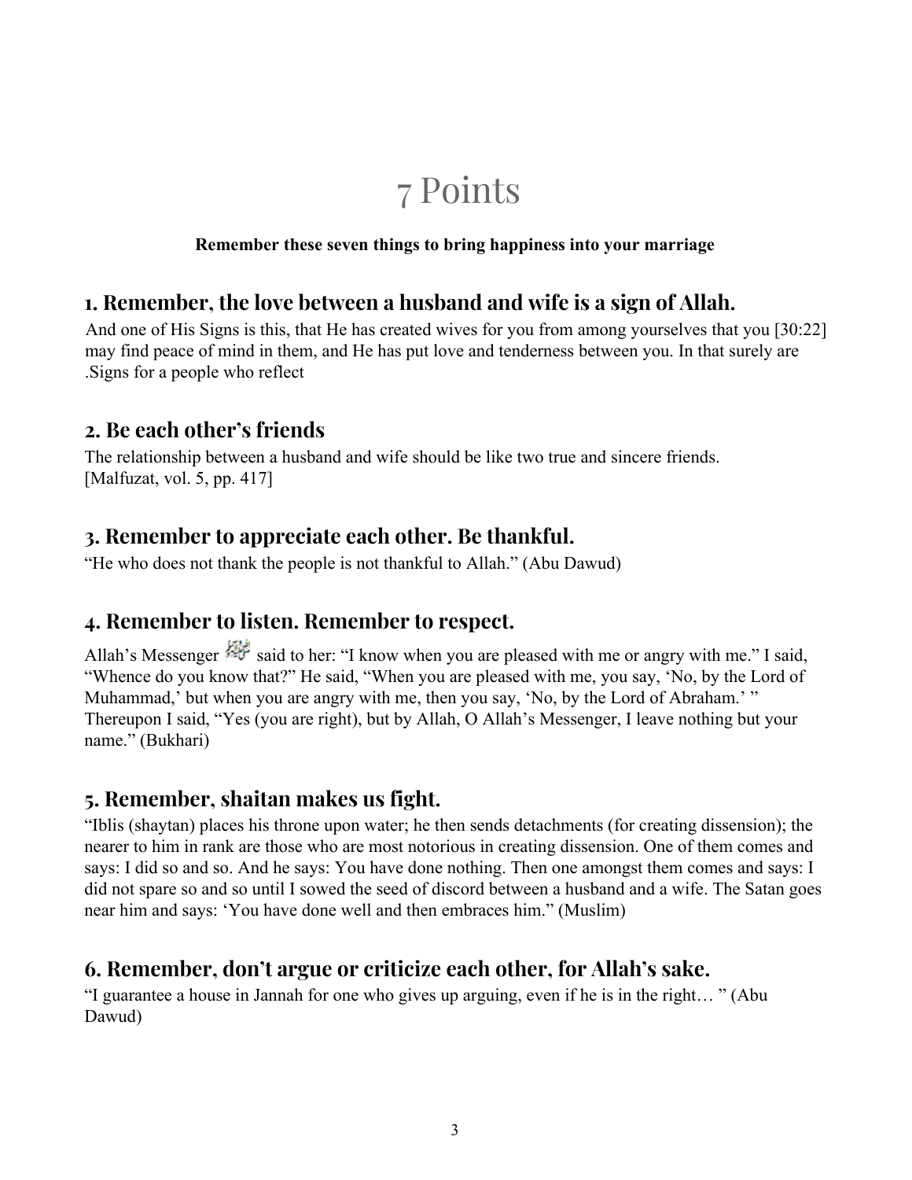# 7 Points

**Remember these seven things to bring happiness into your marriage**

## 1. Remember, the love between a husband and wife is a sign of Allah.

And one of His Signs is this, that He has created wives for you from among yourselves that you [30:22] may find peace of mind in them, and He has put love and tenderness between you. In that surely are .Signs for a people who reflect

## 2. Be each other's friends

The relationship between a husband and wife should be like two true and sincere friends. [Malfuzat, vol. 5, pp. 417]

## 3. Remember to appreciate each other. Be thankful.

"He who does not thank the people is not thankful to Allah." (Abu Dawud)

## 4. Remember to listen. Remember to respect.

Allah's Messenger ﷺ said to her: "I know when you are pleased with me or angry with me." I said, "Whence do you know that?" He said, "When you are pleased with me, you say, 'No, by the Lord of Muhammad,' but when you are angry with me, then you say, 'No, by the Lord of Abraham.' " Thereupon I said, "Yes (you are right), but by Allah, O Allah's Messenger, I leave nothing but your name." (Bukhari)

## 5. Remember, shaitan makes us fight.

"Iblis (shaytan) places his throne upon water; he then sends detachments (for creating dissension); the nearer to him in rank are those who are most notorious in creating dissension. One of them comes and says: I did so and so. And he says: You have done nothing. Then one amongst them comes and says: I did not spare so and so until I sowed the seed of discord between a husband and a wife. The Satan goes near him and says: 'You have done well and then embraces him." (Muslim)

## 6. Remember, don't argue or criticize each other, for Allah's sake.

"I guarantee a house in Jannah for one who gives up arguing, even if he is in the right… " (Abu Dawud)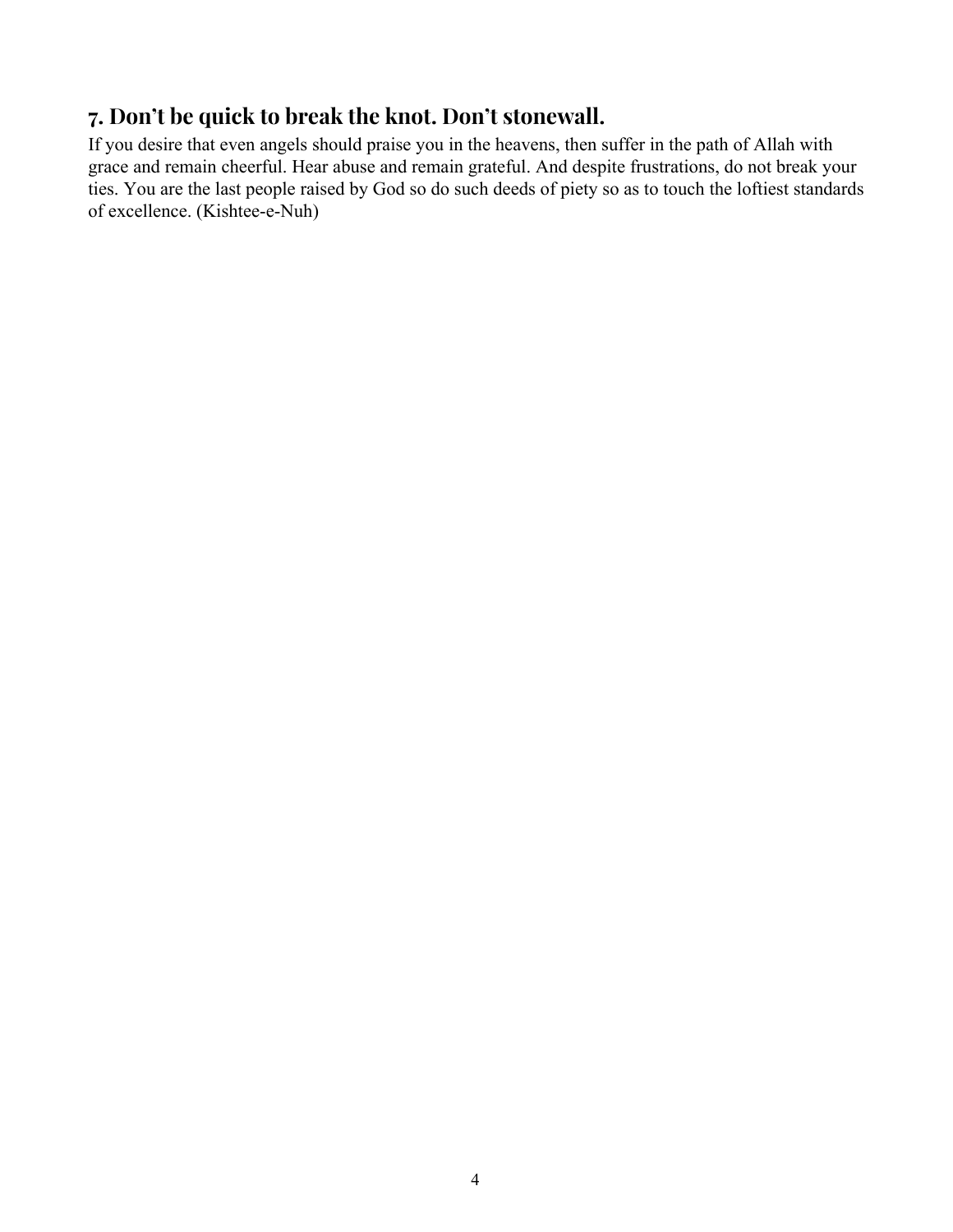## 7. Don't be quick to break the knot. Don't stonewall.

If you desire that even angels should praise you in the heavens, then suffer in the path of Allah with grace and remain cheerful. Hear abuse and remain grateful. And despite frustrations, do not break your ties. You are the last people raised by God so do such deeds of piety so as to touch the loftiest standards of excellence. (Kishtee-e-Nuh)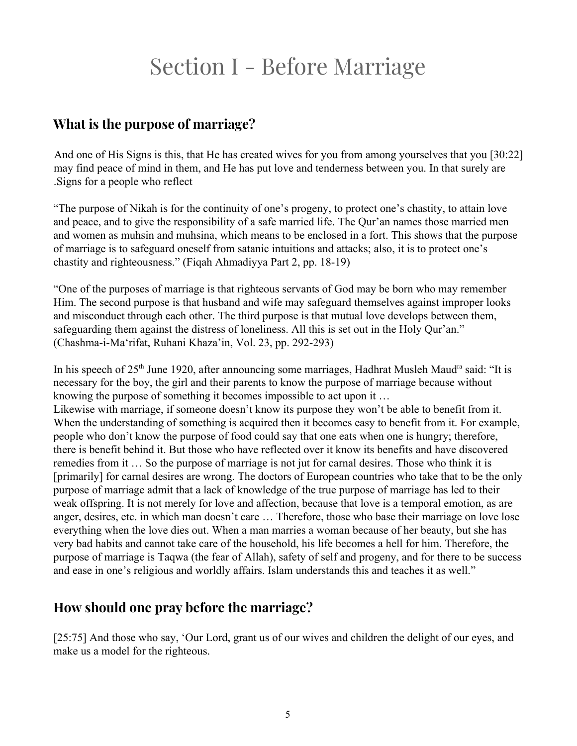# Section I - Before Marriage

## What is the purpose of marriage?

And one of His Signs is this, that He has created wives for you from among yourselves that you [30:22] may find peace of mind in them, and He has put love and tenderness between you. In that surely are .Signs for a people who reflect

"The purpose of Nikah is for the continuity of one's progeny, to protect one's chastity, to attain love and peace, and to give the responsibility of a safe married life. The Qur'an names those married men and women as muhsin and muhsina, which means to be enclosed in a fort. This shows that the purpose of marriage is to safeguard oneself from satanic intuitions and attacks; also, it is to protect one's chastity and righteousness." (Fiqah Ahmadiyya Part 2, pp. 18-19)

"One of the purposes of marriage is that righteous servants of God may be born who may remember Him. The second purpose is that husband and wife may safeguard themselves against improper looks and misconduct through each other. The third purpose is that mutual love develops between them, safeguarding them against the distress of loneliness. All this is set out in the Holy Qur'an." (Chashma-i-Ma'rifat, Ruhani Khaza'in, Vol. 23, pp. 292-293)

In his speech of 25th June 1920, after announcing some marriages, Hadhrat Musleh Maud[ra] said: "It is necessary for the boy, the girl and their parents to know the purpose of marriage because without knowing the purpose of something it becomes impossible to act upon it …
Likewise with marriage, if someone doesn't know its purpose they won't be able to benefit from it. When the understanding of something is acquired then it becomes easy to benefit from it. For example, people who don't know the purpose of food could say that one eats when one is hungry; therefore, there is benefit behind it. But those who have reflected over it know its benefits and have discovered remedies from it … So the purpose of marriage is not jut for carnal desires. Those who think it is [primarily] for carnal desires are wrong. The doctors of European countries who take that to be the only purpose of marriage admit that a lack of knowledge of the true purpose of marriage has led to their weak offspring. It is not merely for love and affection, because that love is a temporal emotion, as are anger, desires, etc. in which man doesn't care … Therefore, those who base their marriage on love lose everything when the love dies out. When a man marries a woman because of her beauty, but she has very bad habits and cannot take care of the household, his life becomes a hell for him. Therefore, the purpose of marriage is Taqwa (the fear of Allah), safety of self and progeny, and for there to be success and ease in one's religious and worldly affairs. Islam understands this and teaches it as well."

## How should one pray before the marriage?

[25:75] And those who say, 'Our Lord, grant us of our wives and children the delight of our eyes, and make us a model for the righteous.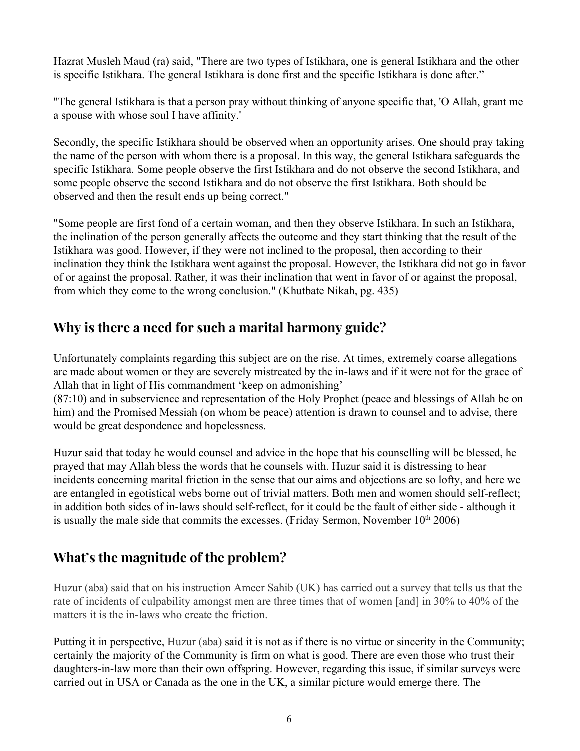Hazrat Musleh Maud (ra) said, "There are two types of Istikhara, one is general Istikhara and the other is specific Istikhara. The general Istikhara is done first and the specific Istikhara is done after."

"The general Istikhara is that a person pray without thinking of anyone specific that, 'O Allah, grant me a spouse with whose soul I have affinity.'

Secondly, the specific Istikhara should be observed when an opportunity arises. One should pray taking the name of the person with whom there is a proposal. In this way, the general Istikhara safeguards the specific Istikhara. Some people observe the first Istikhara and do not observe the second Istikhara, and some people observe the second Istikhara and do not observe the first Istikhara. Both should be observed and then the result ends up being correct."

"Some people are first fond of a certain woman, and then they observe Istikhara. In such an Istikhara, the inclination of the person generally affects the outcome and they start thinking that the result of the Istikhara was good. However, if they were not inclined to the proposal, then according to their inclination they think the Istikhara went against the proposal. However, the Istikhara did not go in favor of or against the proposal. Rather, it was their inclination that went in favor of or against the proposal, from which they come to the wrong conclusion." (Khutbate Nikah, pg. 435)

## Why is there a need for such a marital harmony guide?

Unfortunately complaints regarding this subject are on the rise. At times, extremely coarse allegations are made about women or they are severely mistreated by the in-laws and if it were not for the grace of Allah that in light of His commandment 'keep on admonishing' (87:10) and in subservience and representation of the Holy Prophet (peace and blessings of Allah be on him) and the Promised Messiah (on whom be peace) attention is drawn to counsel and to advise, there would be great despondence and hopelessness.

Huzur said that today he would counsel and advice in the hope that his counselling will be blessed, he prayed that may Allah bless the words that he counsels with. Huzur said it is distressing to hear incidents concerning marital friction in the sense that our aims and objections are so lofty, and here we are entangled in egotistical webs borne out of trivial matters. Both men and women should self-reflect; in addition both sides of in-laws should self-reflect, for it could be the fault of either side - although it is usually the male side that commits the excesses. (Friday Sermon, November 10th 2006)

## What's the magnitude of the problem?

Huzur (aba) said that on his instruction Ameer Sahib (UK) has carried out a survey that tells us that the rate of incidents of culpability amongst men are three times that of women [and] in 30% to 40% of the matters it is the in-laws who create the friction.

Putting it in perspective, Huzur (aba) said it is not as if there is no virtue or sincerity in the Community; certainly the majority of the Community is firm on what is good. There are even those who trust their daughters-in-law more than their own offspring. However, regarding this issue, if similar surveys were carried out in USA or Canada as the one in the UK, a similar picture would emerge there. The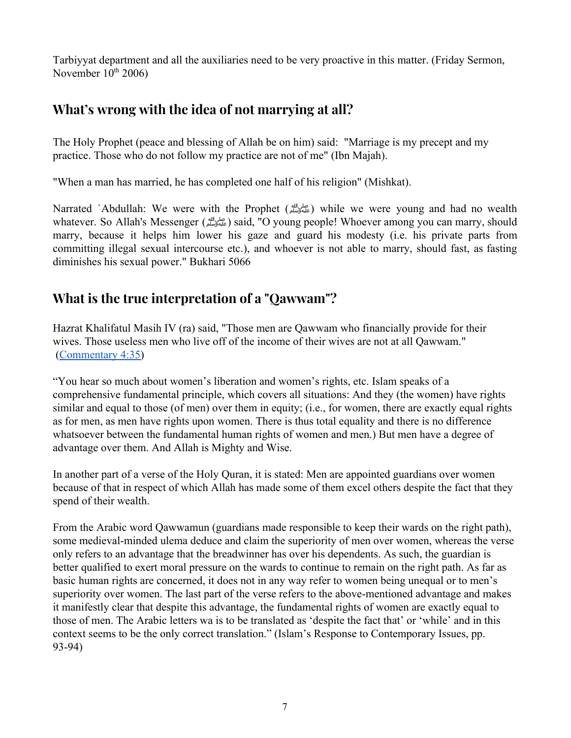Tarbiyyat department and all the auxiliaries need to be very proactive in this matter. (Friday Sermon, November 10th 2006)

## What's wrong with the idea of not marrying at all?

The Holy Prophet (peace and blessing of Allah be on him) said: "Marriage is my precept and my practice. Those who do not follow my practice are not of me" (Ibn Majah).

"When a man has married, he has completed one half of his religion" (Mishkat).

Narrated `Abdullah: We were with the Prophet (ﷺ) while we were young and had no wealth whatever. So Allah's Messenger (ﷺ) said, "O young people! Whoever among you can marry, should marry, because it helps him lower his gaze and guard his modesty (i.e. his private parts from committing illegal sexual intercourse etc.), and whoever is not able to marry, should fast, as fasting diminishes his sexual power." Bukhari 5066

## What is the true interpretation of a "Qawwam"?

Hazrat Khalifatul Masih IV (ra) said, "Those men are Qawwam who financially provide for their wives. Those useless men who live off of the income of their wives are not at all Qawwam." (Commentary 4:35)

"You hear so much about women's liberation and women's rights, etc. Islam speaks of a comprehensive fundamental principle, which covers all situations: And they (the women) have rights similar and equal to those (of men) over them in equity; (i.e., for women, there are exactly equal rights as for men, as men have rights upon women. There is thus total equality and there is no difference whatsoever between the fundamental human rights of women and men.) But men have a degree of advantage over them. And Allah is Mighty and Wise.

In another part of a verse of the Holy Quran, it is stated: Men are appointed guardians over women because of that in respect of which Allah has made some of them excel others despite the fact that they spend of their wealth.

From the Arabic word Qawwamun (guardians made responsible to keep their wards on the right path), some medieval-minded ulema deduce and claim the superiority of men over women, whereas the verse only refers to an advantage that the breadwinner has over his dependents. As such, the guardian is better qualified to exert moral pressure on the wards to continue to remain on the right path. As far as basic human rights are concerned, it does not in any way refer to women being unequal or to men's superiority over women. The last part of the verse refers to the above-mentioned advantage and makes it manifestly clear that despite this advantage, the fundamental rights of women are exactly equal to those of men. The Arabic letters wa is to be translated as 'despite the fact that' or 'while' and in this context seems to be the only correct translation." (Islam's Response to Contemporary Issues, pp. 93-94)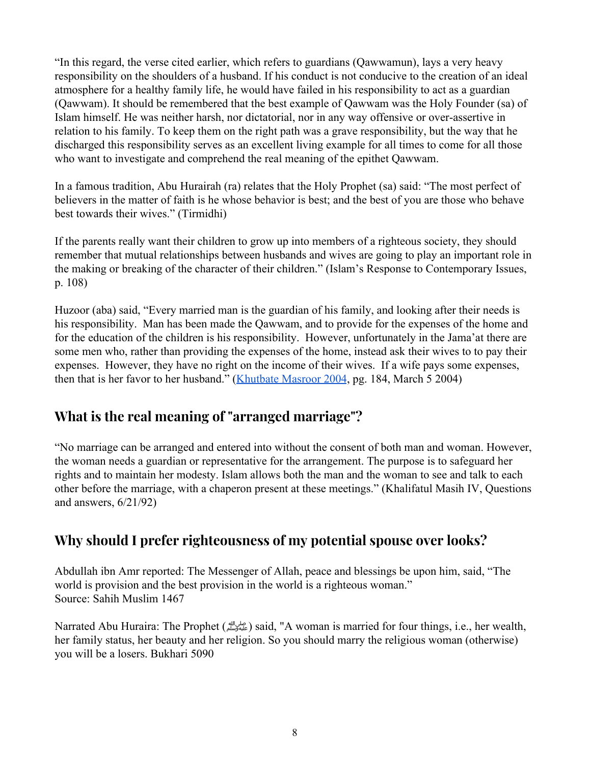"In this regard, the verse cited earlier, which refers to guardians (Qawwamun), lays a very heavy responsibility on the shoulders of a husband. If his conduct is not conducive to the creation of an ideal atmosphere for a healthy family life, he would have failed in his responsibility to act as a guardian (Qawwam). It should be remembered that the best example of Qawwam was the Holy Founder (sa) of Islam himself. He was neither harsh, nor dictatorial, nor in any way offensive or over-assertive in relation to his family. To keep them on the right path was a grave responsibility, but the way that he discharged this responsibility serves as an excellent living example for all times to come for all those who want to investigate and comprehend the real meaning of the epithet Qawwam.

In a famous tradition, Abu Hurairah (ra) relates that the Holy Prophet (sa) said: "The most perfect of believers in the matter of faith is he whose behavior is best; and the best of you are those who behave best towards their wives." (Tirmidhi)

If the parents really want their children to grow up into members of a righteous society, they should remember that mutual relationships between husbands and wives are going to play an important role in the making or breaking of the character of their children." (Islam's Response to Contemporary Issues, p. 108)

Huzoor (aba) said, "Every married man is the guardian of his family, and looking after their needs is his responsibility. Man has been made the Qawwam, and to provide for the expenses of the home and for the education of the children is his responsibility. However, unfortunately in the Jama'at there are some men who, rather than providing the expenses of the home, instead ask their wives to to pay their expenses. However, they have no right on the income of their wives. If a wife pays some expenses, then that is her favor to her husband." (Khutbate Masroor 2004, pg. 184, March 5 2004)

## What is the real meaning of "arranged marriage"?

"No marriage can be arranged and entered into without the consent of both man and woman. However, the woman needs a guardian or representative for the arrangement. The purpose is to safeguard her rights and to maintain her modesty. Islam allows both the man and the woman to see and talk to each other before the marriage, with a chaperon present at these meetings." (Khalifatul Masih IV, Questions and answers, 6/21/92)

## Why should I prefer righteousness of my potential spouse over looks?

Abdullah ibn Amr reported: The Messenger of Allah, peace and blessings be upon him, said, "The world is provision and the best provision in the world is a righteous woman."
Source: Sahih Muslim 1467

Narrated Abu Huraira: The Prophet (ﷺ) said, "A woman is married for four things, i.e., her wealth, her family status, her beauty and her religion. So you should marry the religious woman (otherwise) you will be a losers. Bukhari 5090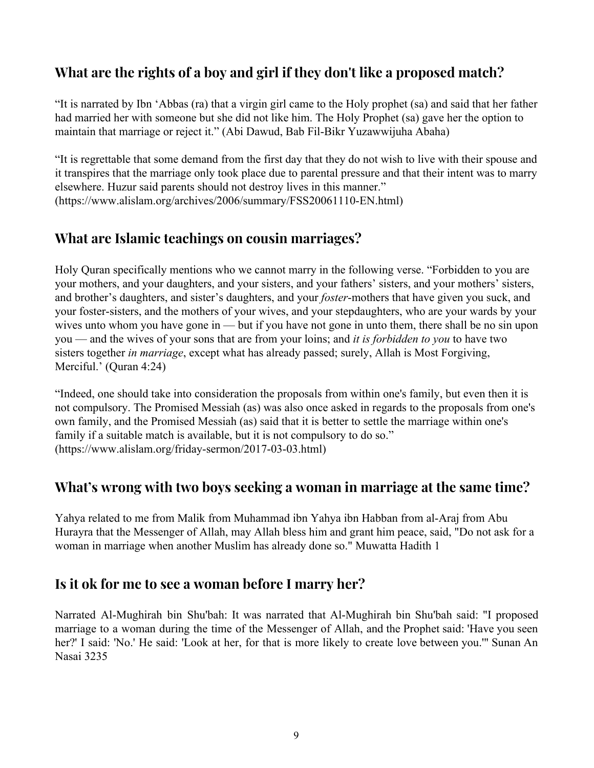## What are the rights of a boy and girl if they don't like a proposed match?

"It is narrated by Ibn 'Abbas (ra) that a virgin girl came to the Holy prophet (sa) and said that her father had married her with someone but she did not like him. The Holy Prophet (sa) gave her the option to maintain that marriage or reject it." (Abi Dawud, Bab Fil-Bikr Yuzawwijuha Abaha)

"It is regrettable that some demand from the first day that they do not wish to live with their spouse and it transpires that the marriage only took place due to parental pressure and that their intent was to marry elsewhere. Huzur said parents should not destroy lives in this manner." (https://www.alislam.org/archives/2006/summary/FSS20061110-EN.html)

## What are Islamic teachings on cousin marriages?

Holy Quran specifically mentions who we cannot marry in the following verse. "Forbidden to you are your mothers, and your daughters, and your sisters, and your fathers' sisters, and your mothers' sisters, and brother's daughters, and sister's daughters, and your *foster*-mothers that have given you suck, and your foster-sisters, and the mothers of your wives, and your stepdaughters, who are your wards by your wives unto whom you have gone in — but if you have not gone in unto them, there shall be no sin upon you — and the wives of your sons that are from your loins; and *it is forbidden to you* to have two sisters together *in marriage*, except what has already passed; surely, Allah is Most Forgiving, Merciful.' (Quran 4:24)

"Indeed, one should take into consideration the proposals from within one's family, but even then it is not compulsory. The Promised Messiah (as) was also once asked in regards to the proposals from one's own family, and the Promised Messiah (as) said that it is better to settle the marriage within one's family if a suitable match is available, but it is not compulsory to do so." (https://www.alislam.org/friday-sermon/2017-03-03.html)

## What's wrong with two boys seeking a woman in marriage at the same time?

Yahya related to me from Malik from Muhammad ibn Yahya ibn Habban from al-Araj from Abu Hurayra that the Messenger of Allah, may Allah bless him and grant him peace, said, "Do not ask for a woman in marriage when another Muslim has already done so." Muwatta Hadith 1

## Is it ok for me to see a woman before I marry her?

Narrated Al-Mughirah bin Shu'bah: It was narrated that Al-Mughirah bin Shu'bah said: "I proposed marriage to a woman during the time of the Messenger of Allah, and the Prophet said: 'Have you seen her?' I said: 'No.' He said: 'Look at her, for that is more likely to create love between you.'" Sunan An Nasai 3235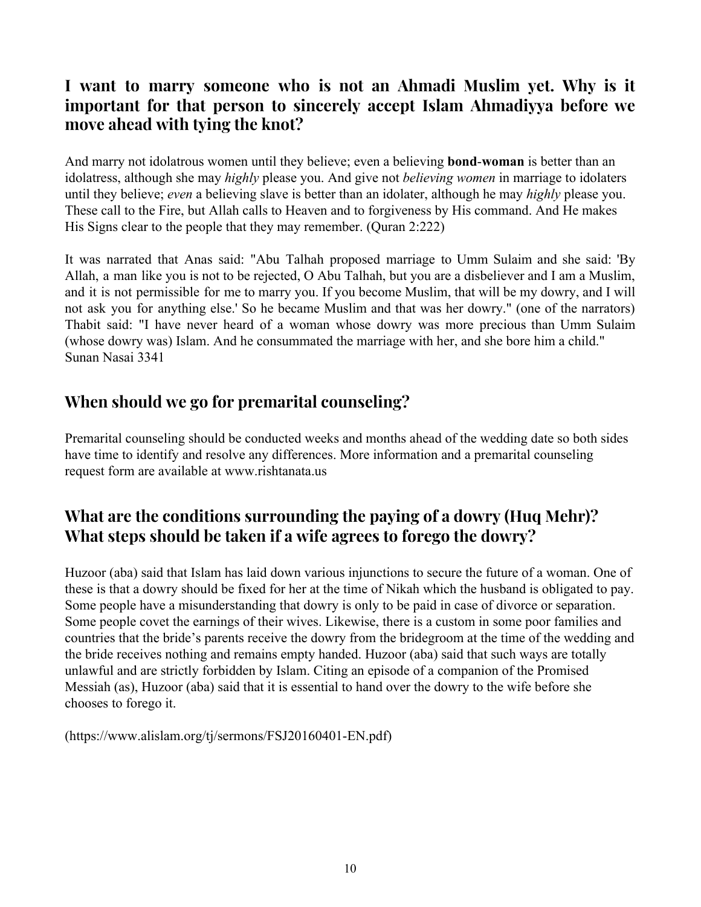## I want to marry someone who is not an Ahmadi Muslim yet. Why is it important for that person to sincerely accept Islam Ahmadiyya before we move ahead with tying the knot?

And marry not idolatrous women until they believe; even a believing **bond-woman** is better than an idolatress, although she may *highly* please you. And give not *believing women* in marriage to idolaters until they believe; *even* a believing slave is better than an idolater, although he may *highly* please you. These call to the Fire, but Allah calls to Heaven and to forgiveness by His command. And He makes His Signs clear to the people that they may remember. (Quran 2:222)

It was narrated that Anas said: "Abu Talhah proposed marriage to Umm Sulaim and she said: 'By Allah, a man like you is not to be rejected, O Abu Talhah, but you are a disbeliever and I am a Muslim, and it is not permissible for me to marry you. If you become Muslim, that will be my dowry, and I will not ask you for anything else.' So he became Muslim and that was her dowry." (one of the narrators) Thabit said: "I have never heard of a woman whose dowry was more precious than Umm Sulaim (whose dowry was) Islam. And he consummated the marriage with her, and she bore him a child."
Sunan Nasai 3341

## When should we go for premarital counseling?

Premarital counseling should be conducted weeks and months ahead of the wedding date so both sides have time to identify and resolve any differences. More information and a premarital counseling request form are available at www.rishtanata.us

## What are the conditions surrounding the paying of a dowry (Huq Mehr)? What steps should be taken if a wife agrees to forego the dowry?

Huzoor (aba) said that Islam has laid down various injunctions to secure the future of a woman. One of these is that a dowry should be fixed for her at the time of Nikah which the husband is obligated to pay. Some people have a misunderstanding that dowry is only to be paid in case of divorce or separation. Some people covet the earnings of their wives. Likewise, there is a custom in some poor families and countries that the bride's parents receive the dowry from the bridegroom at the time of the wedding and the bride receives nothing and remains empty handed. Huzoor (aba) said that such ways are totally unlawful and are strictly forbidden by Islam. Citing an episode of a companion of the Promised Messiah (as), Huzoor (aba) said that it is essential to hand over the dowry to the wife before she chooses to forego it.

(https://www.alislam.org/tj/sermons/FSJ20160401-EN.pdf)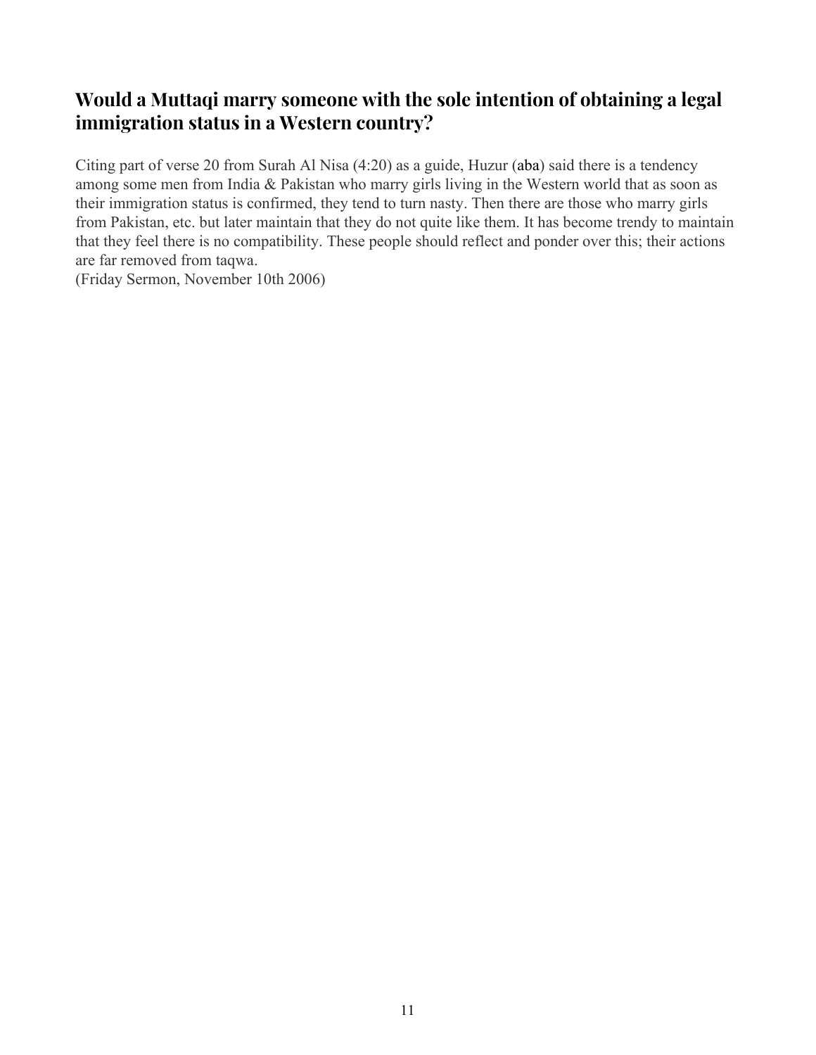## Would a Muttaqi marry someone with the sole intention of obtaining a legal immigration status in a Western country?

Citing part of verse 20 from Surah Al Nisa (4:20) as a guide, Huzur (aba) said there is a tendency among some men from India & Pakistan who marry girls living in the Western world that as soon as their immigration status is confirmed, they tend to turn nasty. Then there are those who marry girls from Pakistan, etc. but later maintain that they do not quite like them. It has become trendy to maintain that they feel there is no compatibility. These people should reflect and ponder over this; their actions are far removed from taqwa.
(Friday Sermon, November 10th 2006)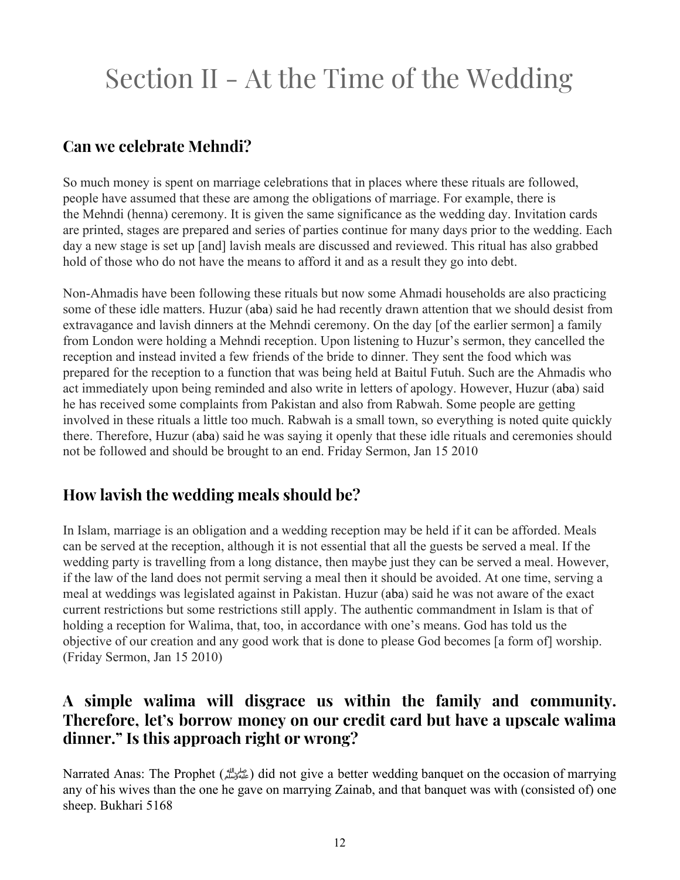# Section II - At the Time of the Wedding

## Can we celebrate Mehndi?

So much money is spent on marriage celebrations that in places where these rituals are followed, people have assumed that these are among the obligations of marriage. For example, there is the Mehndi (henna) ceremony. It is given the same significance as the wedding day. Invitation cards are printed, stages are prepared and series of parties continue for many days prior to the wedding. Each day a new stage is set up [and] lavish meals are discussed and reviewed. This ritual has also grabbed hold of those who do not have the means to afford it and as a result they go into debt.

Non-Ahmadis have been following these rituals but now some Ahmadi households are also practicing some of these idle matters. Huzur (aba) said he had recently drawn attention that we should desist from extravagance and lavish dinners at the Mehndi ceremony. On the day [of the earlier sermon] a family from London were holding a Mehndi reception. Upon listening to Huzur's sermon, they cancelled the reception and instead invited a few friends of the bride to dinner. They sent the food which was prepared for the reception to a function that was being held at Baitul Futuh. Such are the Ahmadis who act immediately upon being reminded and also write in letters of apology. However, Huzur (aba) said he has received some complaints from Pakistan and also from Rabwah. Some people are getting involved in these rituals a little too much. Rabwah is a small town, so everything is noted quite quickly there. Therefore, Huzur (aba) said he was saying it openly that these idle rituals and ceremonies should not be followed and should be brought to an end. Friday Sermon, Jan 15 2010

## How lavish the wedding meals should be?

In Islam, marriage is an obligation and a wedding reception may be held if it can be afforded. Meals can be served at the reception, although it is not essential that all the guests be served a meal. If the wedding party is travelling from a long distance, then maybe just they can be served a meal. However, if the law of the land does not permit serving a meal then it should be avoided. At one time, serving a meal at weddings was legislated against in Pakistan. Huzur (aba) said he was not aware of the exact current restrictions but some restrictions still apply. The authentic commandment in Islam is that of holding a reception for Walima, that, too, in accordance with one's means. God has told us the objective of our creation and any good work that is done to please God becomes [a form of] worship. (Friday Sermon, Jan 15 2010)

## A simple walima will disgrace us within the family and community. Therefore, let's borrow money on our credit card but have a upscale walima dinner." Is this approach right or wrong?

Narrated Anas: The Prophet (ﷺ) did not give a better wedding banquet on the occasion of marrying any of his wives than the one he gave on marrying Zainab, and that banquet was with (consisted of) one sheep. Bukhari 5168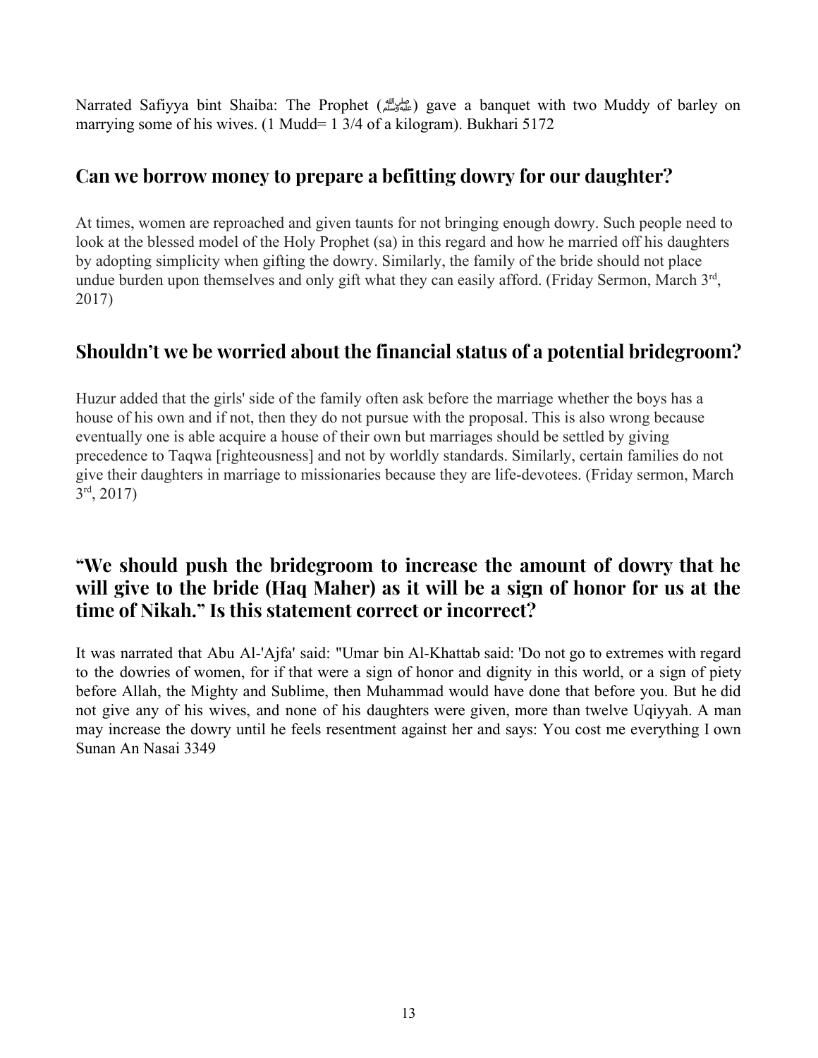Narrated Safiyya bint Shaiba: The Prophet (ﷺ) gave a banquet with two Muddy of barley on marrying some of his wives. (1 Mudd= 1 3/4 of a kilogram). Bukhari 5172

## Can we borrow money to prepare a befitting dowry for our daughter?

At times, women are reproached and given taunts for not bringing enough dowry. Such people need to look at the blessed model of the Holy Prophet (sa) in this regard and how he married off his daughters by adopting simplicity when gifting the dowry. Similarly, the family of the bride should not place undue burden upon themselves and only gift what they can easily afford. (Friday Sermon, March 3rd, 2017)

## Shouldn't we be worried about the financial status of a potential bridegroom?

Huzur added that the girls' side of the family often ask before the marriage whether the boys has a house of his own and if not, then they do not pursue with the proposal. This is also wrong because eventually one is able acquire a house of their own but marriages should be settled by giving precedence to Taqwa [righteousness] and not by worldly standards. Similarly, certain families do not give their daughters in marriage to missionaries because they are life-devotees. (Friday sermon, March 3rd, 2017)

## "We should push the bridegroom to increase the amount of dowry that he will give to the bride (Haq Maher) as it will be a sign of honor for us at the time of Nikah." Is this statement correct or incorrect?

It was narrated that Abu Al-'Ajfa' said: "Umar bin Al-Khattab said: 'Do not go to extremes with regard to the dowries of women, for if that were a sign of honor and dignity in this world, or a sign of piety before Allah, the Mighty and Sublime, then Muhammad would have done that before you. But he did not give any of his wives, and none of his daughters were given, more than twelve Uqiyyah. A man may increase the dowry until he feels resentment against her and says: You cost me everything I own Sunan An Nasai 3349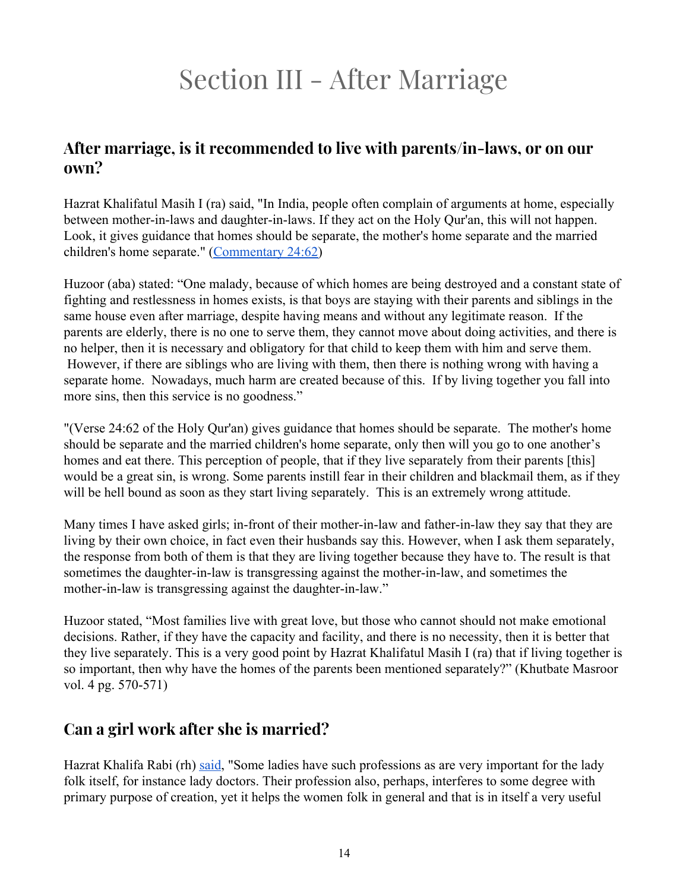# Section III - After Marriage

## After marriage, is it recommended to live with parents/in-laws, or on our own?

Hazrat Khalifatul Masih I (ra) said, "In India, people often complain of arguments at home, especially between mother-in-laws and daughter-in-laws. If they act on the Holy Qur'an, this will not happen. Look, it gives guidance that homes should be separate, the mother's home separate and the married children's home separate." (Commentary 24:62)

Huzoor (aba) stated: "One malady, because of which homes are being destroyed and a constant state of fighting and restlessness in homes exists, is that boys are staying with their parents and siblings in the same house even after marriage, despite having means and without any legitimate reason. If the parents are elderly, there is no one to serve them, they cannot move about doing activities, and there is no helper, then it is necessary and obligatory for that child to keep them with him and serve them. However, if there are siblings who are living with them, then there is nothing wrong with having a separate home. Nowadays, much harm are created because of this. If by living together you fall into more sins, then this service is no goodness."

"(Verse 24:62 of the Holy Qur'an) gives guidance that homes should be separate. The mother's home should be separate and the married children's home separate, only then will you go to one another's homes and eat there. This perception of people, that if they live separately from their parents [this] would be a great sin, is wrong. Some parents instill fear in their children and blackmail them, as if they will be hell bound as soon as they start living separately. This is an extremely wrong attitude.

Many times I have asked girls; in-front of their mother-in-law and father-in-law they say that they are living by their own choice, in fact even their husbands say this. However, when I ask them separately, the response from both of them is that they are living together because they have to. The result is that sometimes the daughter-in-law is transgressing against the mother-in-law, and sometimes the mother-in-law is transgressing against the daughter-in-law."

Huzoor stated, "Most families live with great love, but those who cannot should not make emotional decisions. Rather, if they have the capacity and facility, and there is no necessity, then it is better that they live separately. This is a very good point by Hazrat Khalifatul Masih I (ra) that if living together is so important, then why have the homes of the parents been mentioned separately?" (Khutbate Masroor vol. 4 pg. 570-571)

## Can a girl work after she is married?

Hazrat Khalifa Rabi (rh) said, "Some ladies have such professions as are very important for the lady folk itself, for instance lady doctors. Their profession also, perhaps, interferes to some degree with primary purpose of creation, yet it helps the women folk in general and that is in itself a very useful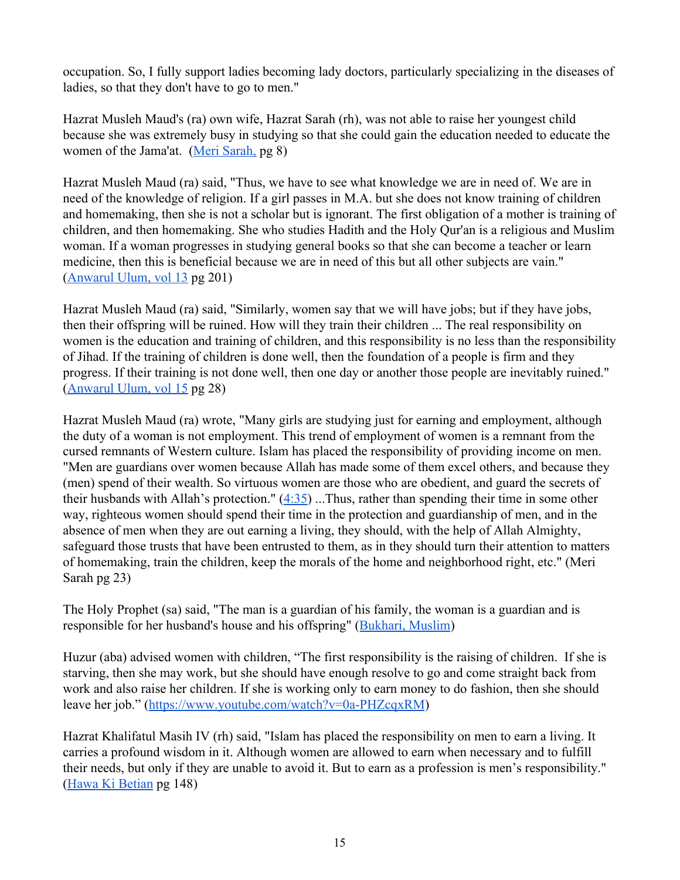occupation. So, I fully support ladies becoming lady doctors, particularly specializing in the diseases of ladies, so that they don't have to go to men."

Hazrat Musleh Maud's (ra) own wife, Hazrat Sarah (rh), was not able to raise her youngest child because she was extremely busy in studying so that she could gain the education needed to educate the women of the Jama'at. (Meri Sarah, pg 8)

Hazrat Musleh Maud (ra) said, "Thus, we have to see what knowledge we are in need of. We are in need of the knowledge of religion. If a girl passes in M.A. but she does not know training of children and homemaking, then she is not a scholar but is ignorant. The first obligation of a mother is training of children, and then homemaking. She who studies Hadith and the Holy Qur'an is a religious and Muslim woman. If a woman progresses in studying general books so that she can become a teacher or learn medicine, then this is beneficial because we are in need of this but all other subjects are vain." (Anwarul Ulum, vol 13 pg 201)

Hazrat Musleh Maud (ra) said, "Similarly, women say that we will have jobs; but if they have jobs, then their offspring will be ruined. How will they train their children ... The real responsibility on women is the education and training of children, and this responsibility is no less than the responsibility of Jihad. If the training of children is done well, then the foundation of a people is firm and they progress. If their training is not done well, then one day or another those people are inevitably ruined." (Anwarul Ulum, vol 15 pg 28)

Hazrat Musleh Maud (ra) wrote, "Many girls are studying just for earning and employment, although the duty of a woman is not employment. This trend of employment of women is a remnant from the cursed remnants of Western culture. Islam has placed the responsibility of providing income on men. "Men are guardians over women because Allah has made some of them excel others, and because they (men) spend of their wealth. So virtuous women are those who are obedient, and guard the secrets of their husbands with Allah's protection." (4:35) ...Thus, rather than spending their time in some other way, righteous women should spend their time in the protection and guardianship of men, and in the absence of men when they are out earning a living, they should, with the help of Allah Almighty, safeguard those trusts that have been entrusted to them, as in they should turn their attention to matters of homemaking, train the children, keep the morals of the home and neighborhood right, etc." (Meri Sarah pg 23)

The Holy Prophet (sa) said, "The man is a guardian of his family, the woman is a guardian and is responsible for her husband's house and his offspring" (Bukhari, Muslim)

Huzur (aba) advised women with children, "The first responsibility is the raising of children. If she is starving, then she may work, but she should have enough resolve to go and come straight back from work and also raise her children. If she is working only to earn money to do fashion, then she should leave her job." (https://www.youtube.com/watch?v=0a-PHZcqxRM)

Hazrat Khalifatul Masih IV (rh) said, "Islam has placed the responsibility on men to earn a living. It carries a profound wisdom in it. Although women are allowed to earn when necessary and to fulfill their needs, but only if they are unable to avoid it. But to earn as a profession is men's responsibility." (Hawa Ki Betian pg 148)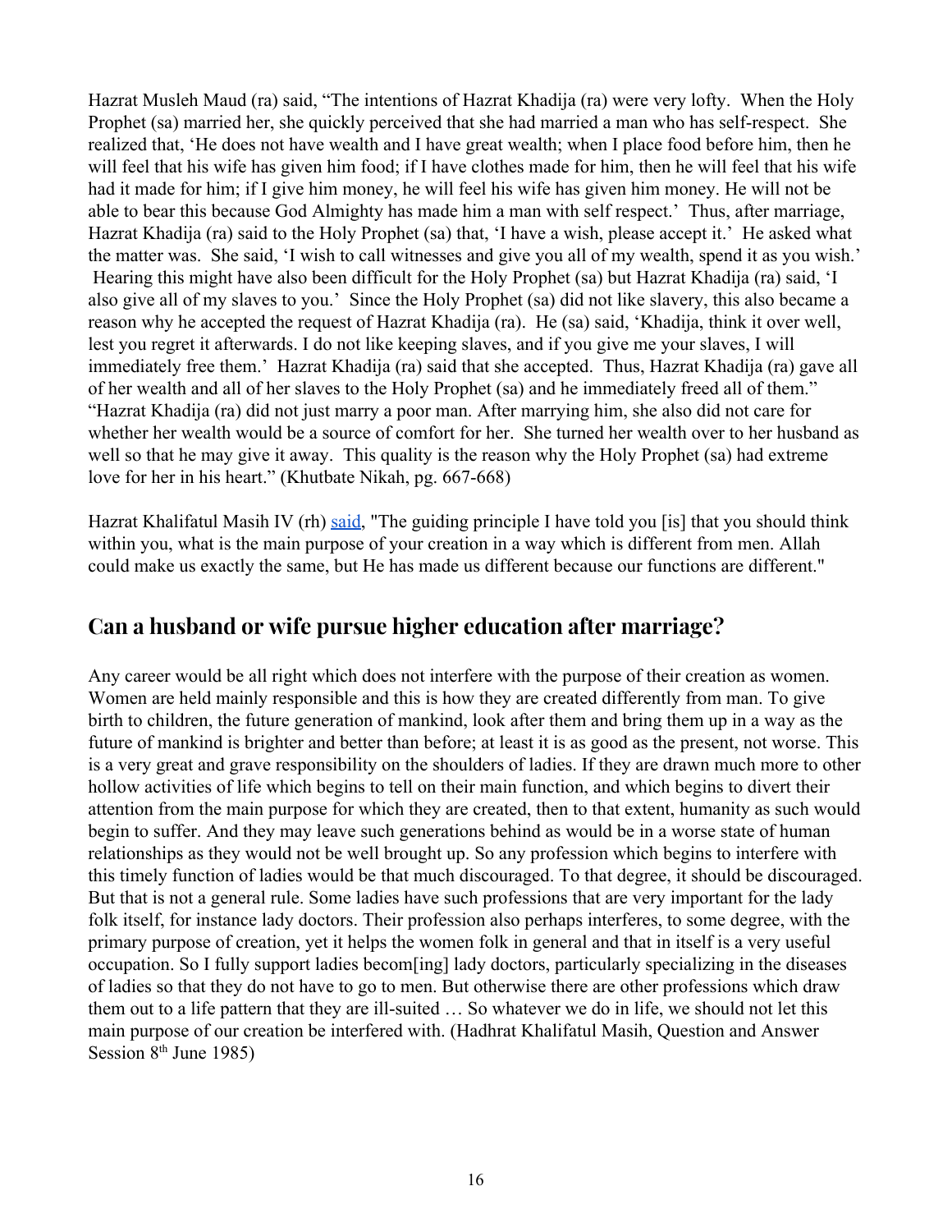Hazrat Musleh Maud (ra) said, "The intentions of Hazrat Khadija (ra) were very lofty. When the Holy Prophet (sa) married her, she quickly perceived that she had married a man who has self-respect. She realized that, 'He does not have wealth and I have great wealth; when I place food before him, then he will feel that his wife has given him food; if I have clothes made for him, then he will feel that his wife had it made for him; if I give him money, he will feel his wife has given him money. He will not be able to bear this because God Almighty has made him a man with self respect.' Thus, after marriage, Hazrat Khadija (ra) said to the Holy Prophet (sa) that, 'I have a wish, please accept it.' He asked what the matter was. She said, 'I wish to call witnesses and give you all of my wealth, spend it as you wish.' Hearing this might have also been difficult for the Holy Prophet (sa) but Hazrat Khadija (ra) said, 'I also give all of my slaves to you.' Since the Holy Prophet (sa) did not like slavery, this also became a reason why he accepted the request of Hazrat Khadija (ra). He (sa) said, 'Khadija, think it over well, lest you regret it afterwards. I do not like keeping slaves, and if you give me your slaves, I will immediately free them.' Hazrat Khadija (ra) said that she accepted. Thus, Hazrat Khadija (ra) gave all of her wealth and all of her slaves to the Holy Prophet (sa) and he immediately freed all of them." "Hazrat Khadija (ra) did not just marry a poor man. After marrying him, she also did not care for whether her wealth would be a source of comfort for her. She turned her wealth over to her husband as well so that he may give it away. This quality is the reason why the Holy Prophet (sa) had extreme love for her in his heart." (Khutbate Nikah, pg. 667-668)

Hazrat Khalifatul Masih IV (rh) said, "The guiding principle I have told you [is] that you should think within you, what is the main purpose of your creation in a way which is different from men. Allah could make us exactly the same, but He has made us different because our functions are different."

## Can a husband or wife pursue higher education after marriage?

Any career would be all right which does not interfere with the purpose of their creation as women. Women are held mainly responsible and this is how they are created differently from man. To give birth to children, the future generation of mankind, look after them and bring them up in a way as the future of mankind is brighter and better than before; at least it is as good as the present, not worse. This is a very great and grave responsibility on the shoulders of ladies. If they are drawn much more to other hollow activities of life which begins to tell on their main function, and which begins to divert their attention from the main purpose for which they are created, then to that extent, humanity as such would begin to suffer. And they may leave such generations behind as would be in a worse state of human relationships as they would not be well brought up. So any profession which begins to interfere with this timely function of ladies would be that much discouraged. To that degree, it should be discouraged. But that is not a general rule. Some ladies have such professions that are very important for the lady folk itself, for instance lady doctors. Their profession also perhaps interferes, to some degree, with the primary purpose of creation, yet it helps the women folk in general and that in itself is a very useful occupation. So I fully support ladies becom[ing] lady doctors, particularly specializing in the diseases of ladies so that they do not have to go to men. But otherwise there are other professions which draw them out to a life pattern that they are ill-suited … So whatever we do in life, we should not let this main purpose of our creation be interfered with. (Hadhrat Khalifatul Masih, Question and Answer Session 8th June 1985)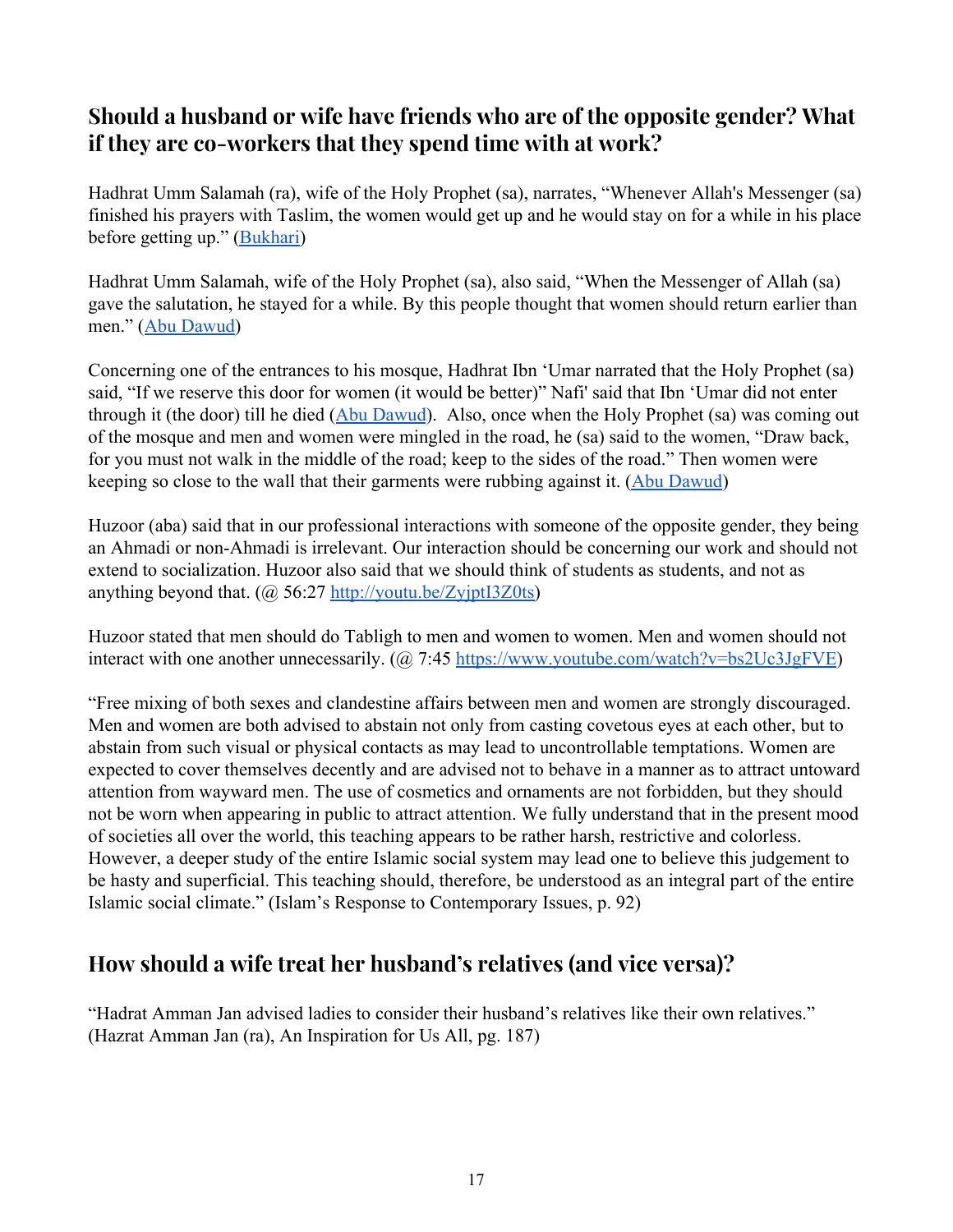## Should a husband or wife have friends who are of the opposite gender? What if they are co-workers that they spend time with at work?

Hadhrat Umm Salamah (ra), wife of the Holy Prophet (sa), narrates, "Whenever Allah's Messenger (sa) finished his prayers with Taslim, the women would get up and he would stay on for a while in his place before getting up." ([Bukhari](#))

Hadhrat Umm Salamah, wife of the Holy Prophet (sa), also said, "When the Messenger of Allah (sa) gave the salutation, he stayed for a while. By this people thought that women should return earlier than men." ([Abu Dawud](#))

Concerning one of the entrances to his mosque, Hadhrat Ibn 'Umar narrated that the Holy Prophet (sa) said, "If we reserve this door for women (it would be better)" Nafi' said that Ibn 'Umar did not enter through it (the door) till he died ([Abu Dawud](#)). Also, once when the Holy Prophet (sa) was coming out of the mosque and men and women were mingled in the road, he (sa) said to the women, "Draw back, for you must not walk in the middle of the road; keep to the sides of the road." Then women were keeping so close to the wall that their garments were rubbing against it. ([Abu Dawud](#))

Huzoor (aba) said that in our professional interactions with someone of the opposite gender, they being an Ahmadi or non-Ahmadi is irrelevant. Our interaction should be concerning our work and should not extend to socialization. Huzoor also said that we should think of students as students, and not as anything beyond that. (@ 56:27 [http://youtu.be/ZyjptI3Z0ts](http://youtu.be/ZyjptI3Z0ts))

Huzoor stated that men should do Tabligh to men and women to women. Men and women should not interact with one another unnecessarily. (@ 7:45 [https://www.youtube.com/watch?v=bs2Uc3JgFVE](https://www.youtube.com/watch?v=bs2Uc3JgFVE))

"Free mixing of both sexes and clandestine affairs between men and women are strongly discouraged. Men and women are both advised to abstain not only from casting covetous eyes at each other, but to abstain from such visual or physical contacts as may lead to uncontrollable temptations. Women are expected to cover themselves decently and are advised not to behave in a manner as to attract untoward attention from wayward men. The use of cosmetics and ornaments are not forbidden, but they should not be worn when appearing in public to attract attention. We fully understand that in the present mood of societies all over the world, this teaching appears to be rather harsh, restrictive and colorless. However, a deeper study of the entire Islamic social system may lead one to believe this judgement to be hasty and superficial. This teaching should, therefore, be understood as an integral part of the entire Islamic social climate." (Islam's Response to Contemporary Issues, p. 92)

## How should a wife treat her husband's relatives (and vice versa)?

"Hadrat Amman Jan advised ladies to consider their husband's relatives like their own relatives." (Hazrat Amman Jan (ra), An Inspiration for Us All, pg. 187)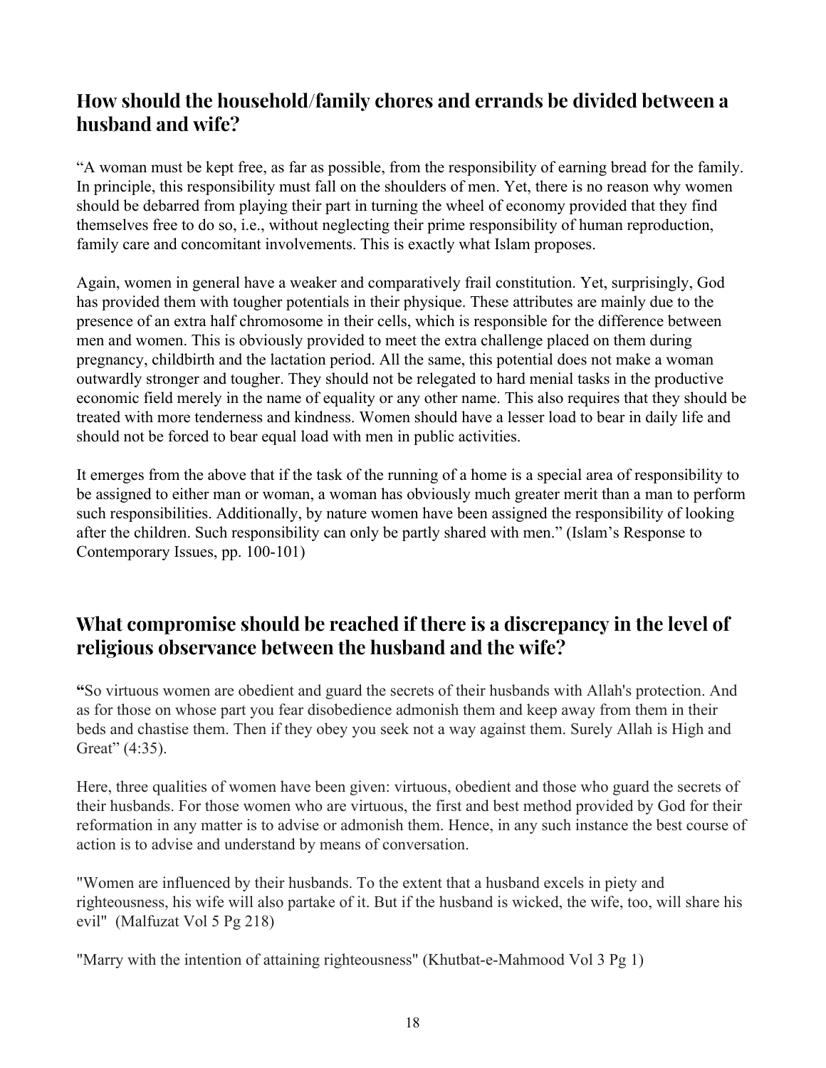## How should the household/family chores and errands be divided between a husband and wife?

"A woman must be kept free, as far as possible, from the responsibility of earning bread for the family. In principle, this responsibility must fall on the shoulders of men. Yet, there is no reason why women should be debarred from playing their part in turning the wheel of economy provided that they find themselves free to do so, i.e., without neglecting their prime responsibility of human reproduction, family care and concomitant involvements. This is exactly what Islam proposes.

Again, women in general have a weaker and comparatively frail constitution. Yet, surprisingly, God has provided them with tougher potentials in their physique. These attributes are mainly due to the presence of an extra half chromosome in their cells, which is responsible for the difference between men and women. This is obviously provided to meet the extra challenge placed on them during pregnancy, childbirth and the lactation period. All the same, this potential does not make a woman outwardly stronger and tougher. They should not be relegated to hard menial tasks in the productive economic field merely in the name of equality or any other name. This also requires that they should be treated with more tenderness and kindness. Women should have a lesser load to bear in daily life and should not be forced to bear equal load with men in public activities.

It emerges from the above that if the task of the running of a home is a special area of responsibility to be assigned to either man or woman, a woman has obviously much greater merit than a man to perform such responsibilities. Additionally, by nature women have been assigned the responsibility of looking after the children. Such responsibility can only be partly shared with men." (Islam's Response to Contemporary Issues, pp. 100-101)

## What compromise should be reached if there is a discrepancy in the level of religious observance between the husband and the wife?

**"**So virtuous women are obedient and guard the secrets of their husbands with Allah's protection. And as for those on whose part you fear disobedience admonish them and keep away from them in their beds and chastise them. Then if they obey you seek not a way against them. Surely Allah is High and Great" (4:35).

Here, three qualities of women have been given: virtuous, obedient and those who guard the secrets of their husbands. For those women who are virtuous, the first and best method provided by God for their reformation in any matter is to advise or admonish them. Hence, in any such instance the best course of action is to advise and understand by means of conversation.

"Women are influenced by their husbands. To the extent that a husband excels in piety and righteousness, his wife will also partake of it. But if the husband is wicked, the wife, too, will share his evil" (Malfuzat Vol 5 Pg 218)

"Marry with the intention of attaining righteousness" (Khutbat-e-Mahmood Vol 3 Pg 1)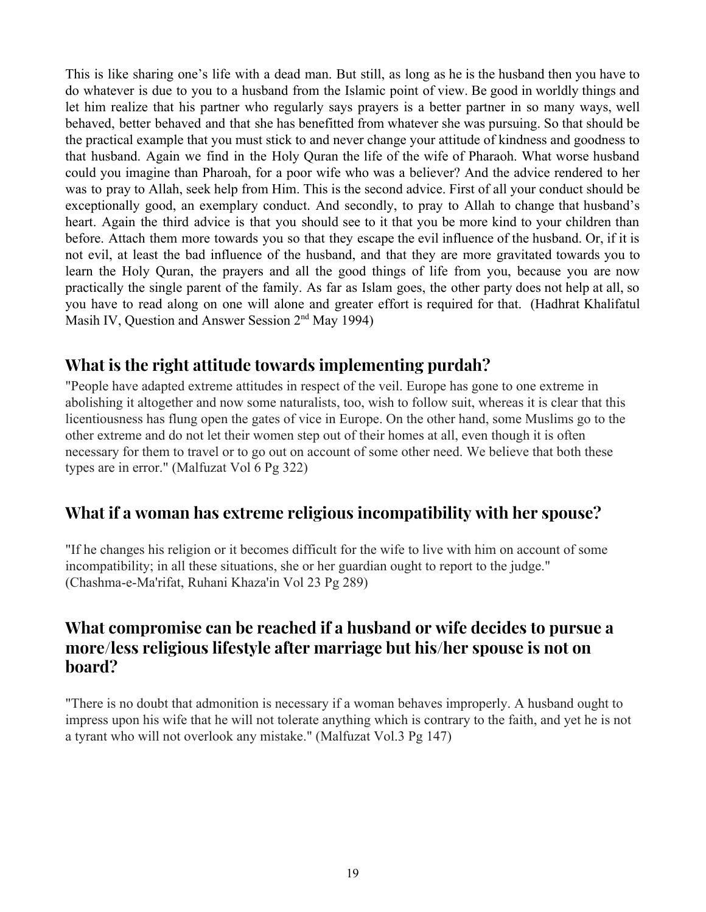This is like sharing one's life with a dead man. But still, as long as he is the husband then you have to do whatever is due to you to a husband from the Islamic point of view. Be good in worldly things and let him realize that his partner who regularly says prayers is a better partner in so many ways, well behaved, better behaved and that she has benefitted from whatever she was pursuing. So that should be the practical example that you must stick to and never change your attitude of kindness and goodness to that husband. Again we find in the Holy Quran the life of the wife of Pharaoh. What worse husband could you imagine than Pharoah, for a poor wife who was a believer? And the advice rendered to her was to pray to Allah, seek help from Him. This is the second advice. First of all your conduct should be exceptionally good, an exemplary conduct. And secondly, to pray to Allah to change that husband's heart. Again the third advice is that you should see to it that you be more kind to your children than before. Attach them more towards you so that they escape the evil influence of the husband. Or, if it is not evil, at least the bad influence of the husband, and that they are more gravitated towards you to learn the Holy Quran, the prayers and all the good things of life from you, because you are now practically the single parent of the family. As far as Islam goes, the other party does not help at all, so you have to read along on one will alone and greater effort is required for that. (Hadhrat Khalifatul Masih IV, Question and Answer Session 2nd May 1994)

## What is the right attitude towards implementing purdah?

"People have adapted extreme attitudes in respect of the veil. Europe has gone to one extreme in abolishing it altogether and now some naturalists, too, wish to follow suit, whereas it is clear that this licentiousness has flung open the gates of vice in Europe. On the other hand, some Muslims go to the other extreme and do not let their women step out of their homes at all, even though it is often necessary for them to travel or to go out on account of some other need. We believe that both these types are in error." (Malfuzat Vol 6 Pg 322)

## What if a woman has extreme religious incompatibility with her spouse?

"If he changes his religion or it becomes difficult for the wife to live with him on account of some incompatibility; in all these situations, she or her guardian ought to report to the judge." (Chashma-e-Ma'rifat, Ruhani Khaza'in Vol 23 Pg 289)

## What compromise can be reached if a husband or wife decides to pursue a more/less religious lifestyle after marriage but his/her spouse is not on board?

"There is no doubt that admonition is necessary if a woman behaves improperly. A husband ought to impress upon his wife that he will not tolerate anything which is contrary to the faith, and yet he is not a tyrant who will not overlook any mistake." (Malfuzat Vol.3 Pg 147)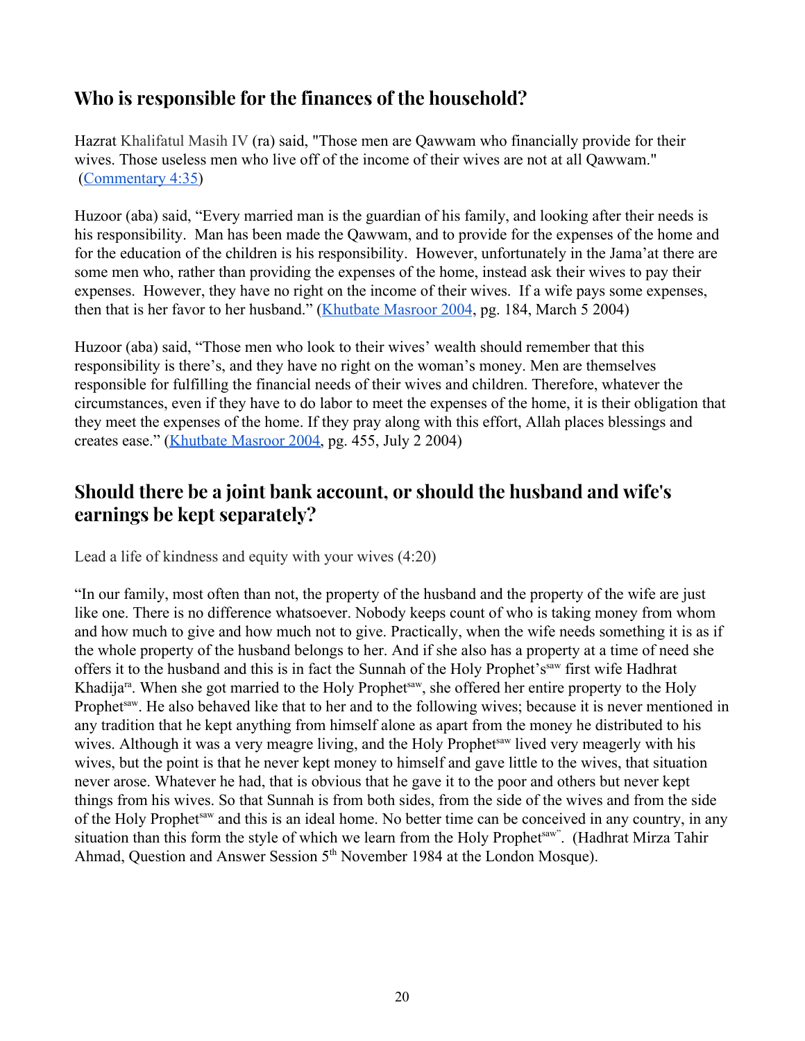## Who is responsible for the finances of the household?

Hazrat Khalifatul Masih IV (ra) said, "Those men are Qawwam who financially provide for their wives. Those useless men who live off of the income of their wives are not at all Qawwam." (Commentary 4:35)

Huzoor (aba) said, "Every married man is the guardian of his family, and looking after their needs is his responsibility. Man has been made the Qawwam, and to provide for the expenses of the home and for the education of the children is his responsibility. However, unfortunately in the Jama'at there are some men who, rather than providing the expenses of the home, instead ask their wives to pay their expenses. However, they have no right on the income of their wives. If a wife pays some expenses, then that is her favor to her husband." (Khutbate Masroor 2004, pg. 184, March 5 2004)

Huzoor (aba) said, "Those men who look to their wives' wealth should remember that this responsibility is there's, and they have no right on the woman's money. Men are themselves responsible for fulfilling the financial needs of their wives and children. Therefore, whatever the circumstances, even if they have to do labor to meet the expenses of the home, it is their obligation that they meet the expenses of the home. If they pray along with this effort, Allah places blessings and creates ease." (Khutbate Masroor 2004, pg. 455, July 2 2004)

## Should there be a joint bank account, or should the husband and wife's earnings be kept separately?

Lead a life of kindness and equity with your wives (4:20)

"In our family, most often than not, the property of the husband and the property of the wife are just like one. There is no difference whatsoever. Nobody keeps count of who is taking money from whom and how much to give and how much not to give. Practically, when the wife needs something it is as if the whole property of the husband belongs to her. And if she also has a property at a time of need she offers it to the husband and this is in fact the Sunnah of the Holy Prophet's[saw] first wife Hadhrat Khadija[ra]. When she got married to the Holy Prophet[saw], she offered her entire property to the Holy Prophet[saw]. He also behaved like that to her and to the following wives; because it is never mentioned in any tradition that he kept anything from himself alone as apart from the money he distributed to his wives. Although it was a very meagre living, and the Holy Prophet[saw] lived very meagerly with his wives, but the point is that he never kept money to himself and gave little to the wives, that situation never arose. Whatever he had, that is obvious that he gave it to the poor and others but never kept things from his wives. So that Sunnah is from both sides, from the side of the wives and from the side of the Holy Prophet[saw] and this is an ideal home. No better time can be conceived in any country, in any situation than this form the style of which we learn from the Holy Prophet[saw]". (Hadhrat Mirza Tahir Ahmad, Question and Answer Session 5th November 1984 at the London Mosque).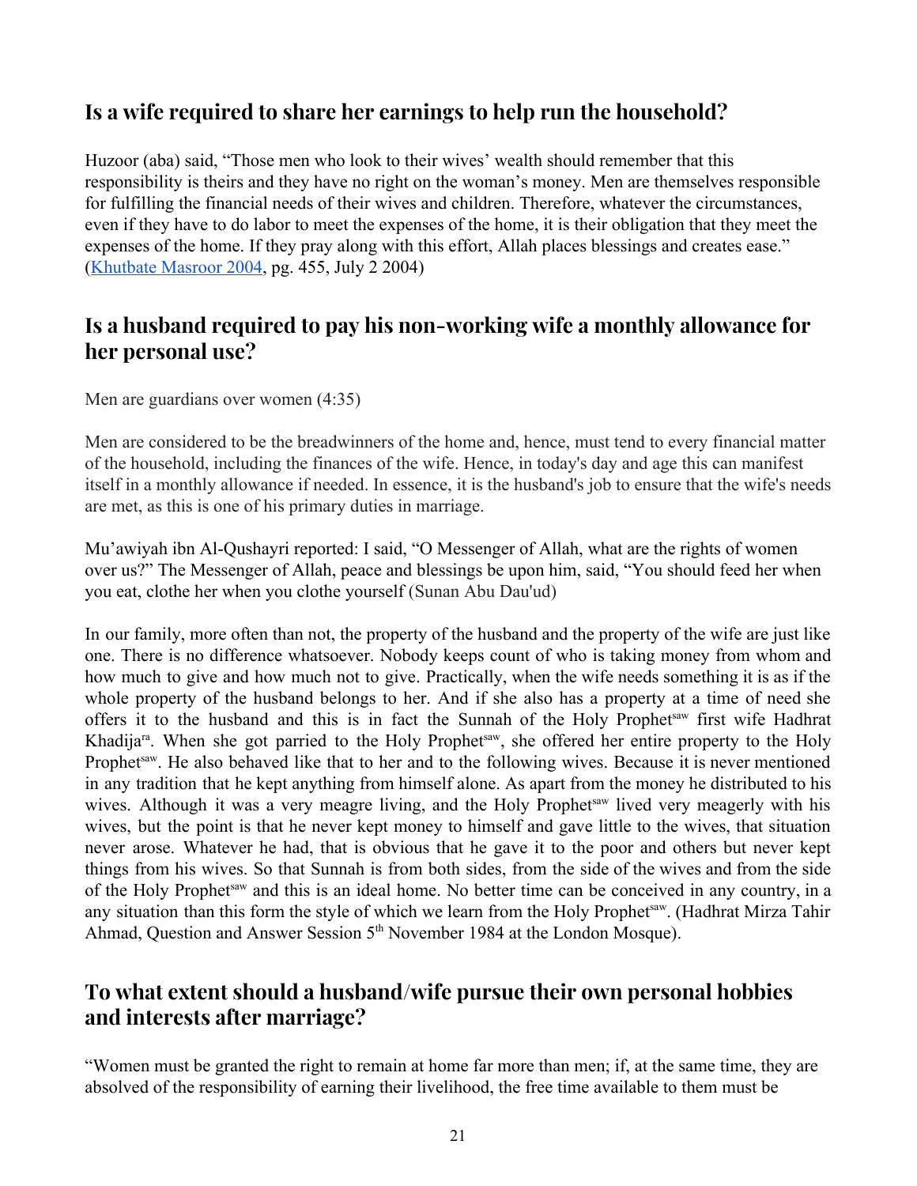## Is a wife required to share her earnings to help run the household?

Huzoor (aba) said, "Those men who look to their wives' wealth should remember that this responsibility is theirs and they have no right on the woman's money. Men are themselves responsible for fulfilling the financial needs of their wives and children. Therefore, whatever the circumstances, even if they have to do labor to meet the expenses of the home, it is their obligation that they meet the expenses of the home. If they pray along with this effort, Allah places blessings and creates ease." (Khutbate Masroor 2004, pg. 455, July 2 2004)

## Is a husband required to pay his non-working wife a monthly allowance for her personal use?

Men are guardians over women (4:35)

Men are considered to be the breadwinners of the home and, hence, must tend to every financial matter of the household, including the finances of the wife. Hence, in today's day and age this can manifest itself in a monthly allowance if needed. In essence, it is the husband's job to ensure that the wife's needs are met, as this is one of his primary duties in marriage.

Mu'awiyah ibn Al-Qushayri reported: I said, "O Messenger of Allah, what are the rights of women over us?" The Messenger of Allah, peace and blessings be upon him, said, "You should feed her when you eat, clothe her when you clothe yourself (Sunan Abu Dau'ud)

In our family, more often than not, the property of the husband and the property of the wife are just like one. There is no difference whatsoever. Nobody keeps count of who is taking money from whom and how much to give and how much not to give. Practically, when the wife needs something it is as if the whole property of the husband belongs to her. And if she also has a property at a time of need she offers it to the husband and this is in fact the Sunnah of the Holy Prophet[saw] first wife Hadhrat Khadija[ra]. When she got parried to the Holy Prophet[saw], she offered her entire property to the Holy Prophet[saw]. He also behaved like that to her and to the following wives. Because it is never mentioned in any tradition that he kept anything from himself alone. As apart from the money he distributed to his wives. Although it was a very meagre living, and the Holy Prophet[saw] lived very meagerly with his wives, but the point is that he never kept money to himself and gave little to the wives, that situation never arose. Whatever he had, that is obvious that he gave it to the poor and others but never kept things from his wives. So that Sunnah is from both sides, from the side of the wives and from the side of the Holy Prophet[saw] and this is an ideal home. No better time can be conceived in any country, in a any situation than this form the style of which we learn from the Holy Prophet[saw]. (Hadhrat Mirza Tahir Ahmad, Question and Answer Session 5th November 1984 at the London Mosque).

## To what extent should a husband/wife pursue their own personal hobbies and interests after marriage?

"Women must be granted the right to remain at home far more than men; if, at the same time, they are absolved of the responsibility of earning their livelihood, the free time available to them must be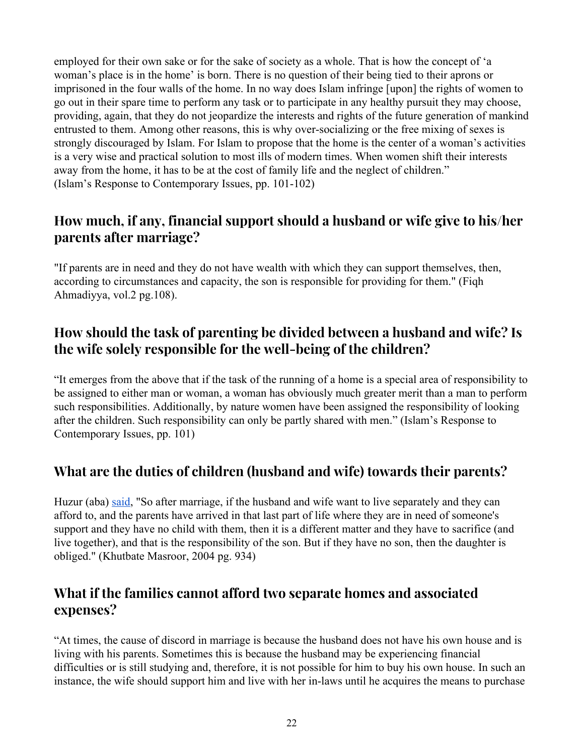employed for their own sake or for the sake of society as a whole. That is how the concept of 'a woman's place is in the home' is born. There is no question of their being tied to their aprons or imprisoned in the four walls of the home. In no way does Islam infringe [upon] the rights of women to go out in their spare time to perform any task or to participate in any healthy pursuit they may choose, providing, again, that they do not jeopardize the interests and rights of the future generation of mankind entrusted to them. Among other reasons, this is why over-socializing or the free mixing of sexes is strongly discouraged by Islam. For Islam to propose that the home is the center of a woman's activities is a very wise and practical solution to most ills of modern times. When women shift their interests away from the home, it has to be at the cost of family life and the neglect of children."
(Islam's Response to Contemporary Issues, pp. 101-102)

## How much, if any, financial support should a husband or wife give to his/her parents after marriage?

"If parents are in need and they do not have wealth with which they can support themselves, then, according to circumstances and capacity, the son is responsible for providing for them." (Fiqh Ahmadiyya, vol.2 pg.108).

## How should the task of parenting be divided between a husband and wife? Is the wife solely responsible for the well-being of the children?

"It emerges from the above that if the task of the running of a home is a special area of responsibility to be assigned to either man or woman, a woman has obviously much greater merit than a man to perform such responsibilities. Additionally, by nature women have been assigned the responsibility of looking after the children. Such responsibility can only be partly shared with men." (Islam's Response to Contemporary Issues, pp. 101)

## What are the duties of children (husband and wife) towards their parents?

Huzur (aba) said, "So after marriage, if the husband and wife want to live separately and they can afford to, and the parents have arrived in that last part of life where they are in need of someone's support and they have no child with them, then it is a different matter and they have to sacrifice (and live together), and that is the responsibility of the son. But if they have no son, then the daughter is obliged." (Khutbate Masroor, 2004 pg. 934)

## What if the families cannot afford two separate homes and associated expenses?

"At times, the cause of discord in marriage is because the husband does not have his own house and is living with his parents. Sometimes this is because the husband may be experiencing financial difficulties or is still studying and, therefore, it is not possible for him to buy his own house. In such an instance, the wife should support him and live with her in-laws until he acquires the means to purchase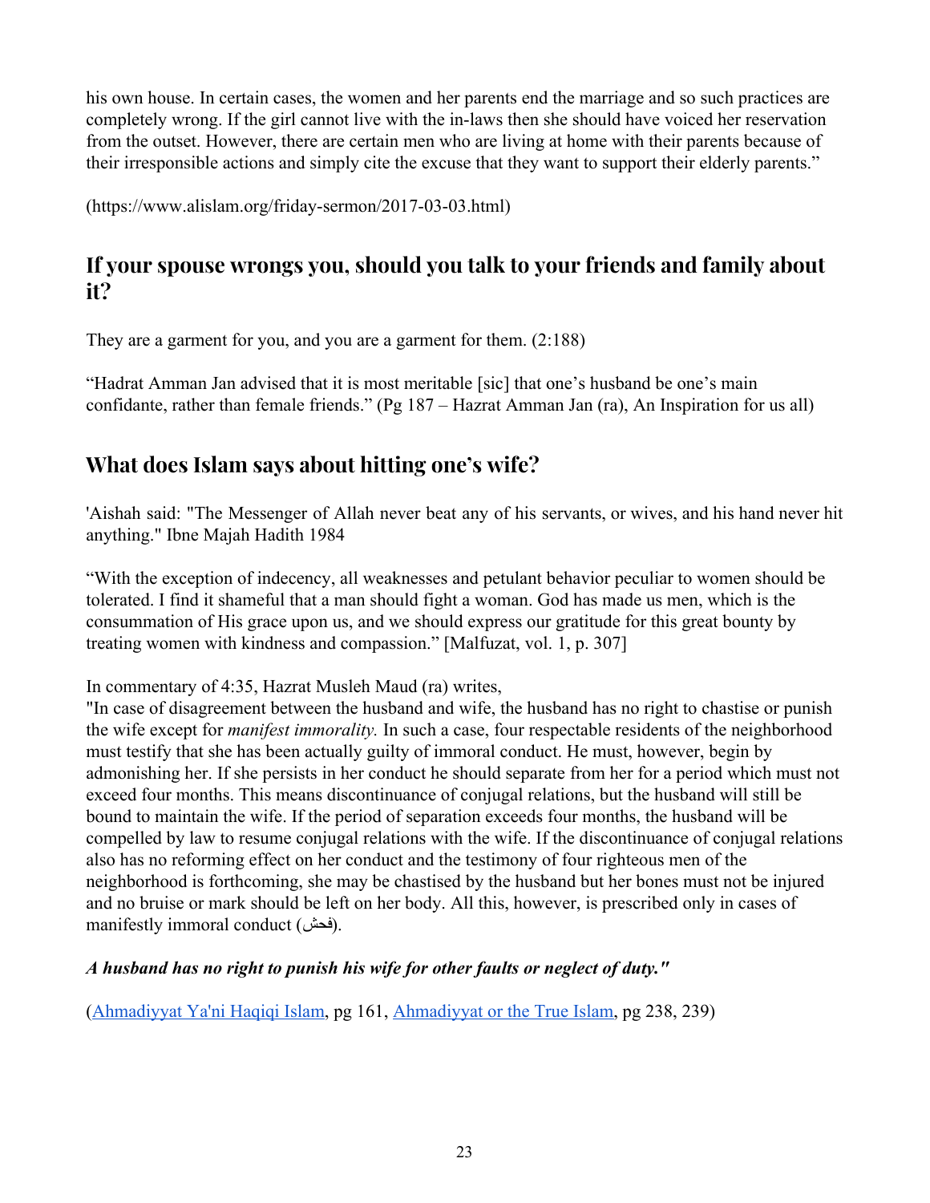his own house. In certain cases, the women and her parents end the marriage and so such practices are completely wrong. If the girl cannot live with the in-laws then she should have voiced her reservation from the outset. However, there are certain men who are living at home with their parents because of their irresponsible actions and simply cite the excuse that they want to support their elderly parents."

(https://www.alislam.org/friday-sermon/2017-03-03.html)

## If your spouse wrongs you, should you talk to your friends and family about it?

They are a garment for you, and you are a garment for them. (2:188)

"Hadrat Amman Jan advised that it is most meritable [sic] that one's husband be one's main confidante, rather than female friends." (Pg 187 – Hazrat Amman Jan (ra), An Inspiration for us all)

## What does Islam says about hitting one's wife?

'Aishah said: "The Messenger of Allah never beat any of his servants, or wives, and his hand never hit anything." Ibne Majah Hadith 1984

"With the exception of indecency, all weaknesses and petulant behavior peculiar to women should be tolerated. I find it shameful that a man should fight a woman. God has made us men, which is the consummation of His grace upon us, and we should express our gratitude for this great bounty by treating women with kindness and compassion." [Malfuzat, vol. 1, p. 307]

In commentary of 4:35, Hazrat Musleh Maud (ra) writes,
"In case of disagreement between the husband and wife, the husband has no right to chastise or punish the wife except for *manifest immorality.* In such a case, four respectable residents of the neighborhood must testify that she has been actually guilty of immoral conduct. He must, however, begin by admonishing her. If she persists in her conduct he should separate from her for a period which must not exceed four months. This means discontinuance of conjugal relations, but the husband will still be bound to maintain the wife. If the period of separation exceeds four months, the husband will be compelled by law to resume conjugal relations with the wife. If the discontinuance of conjugal relations also has no reforming effect on her conduct and the testimony of four righteous men of the neighborhood is forthcoming, she may be chastised by the husband but her bones must not be injured and no bruise or mark should be left on her body. All this, however, is prescribed only in cases of manifestly immoral conduct (فحش).

***A husband has no right to punish his wife for other faults or neglect of duty."***

(Ahmadiyyat Ya'ni Haqiqi Islam, pg 161, Ahmadiyyat or the True Islam, pg 238, 239)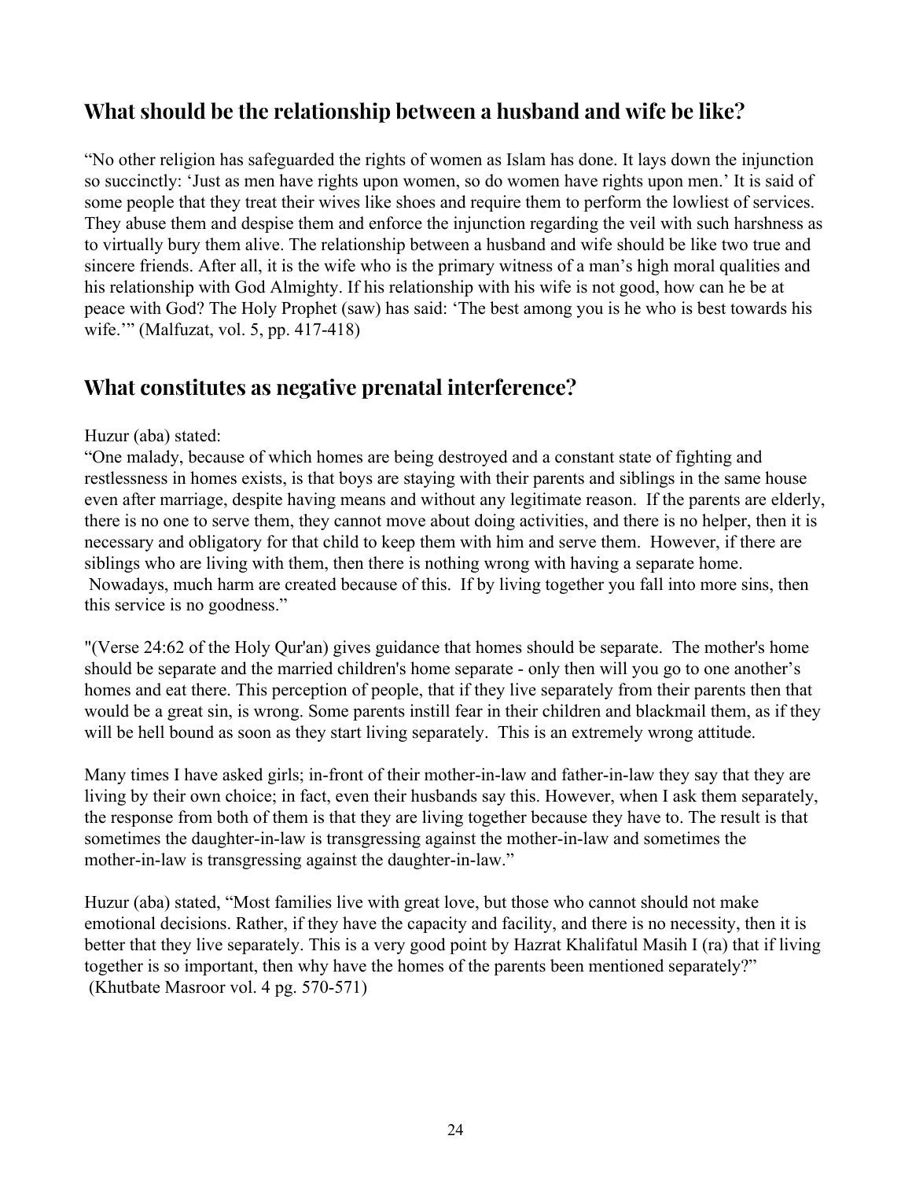## What should be the relationship between a husband and wife be like?

"No other religion has safeguarded the rights of women as Islam has done. It lays down the injunction so succinctly: 'Just as men have rights upon women, so do women have rights upon men.' It is said of some people that they treat their wives like shoes and require them to perform the lowliest of services. They abuse them and despise them and enforce the injunction regarding the veil with such harshness as to virtually bury them alive. The relationship between a husband and wife should be like two true and sincere friends. After all, it is the wife who is the primary witness of a man's high moral qualities and his relationship with God Almighty. If his relationship with his wife is not good, how can he be at peace with God? The Holy Prophet (saw) has said: 'The best among you is he who is best towards his wife.'" (Malfuzat, vol. 5, pp. 417-418)

## What constitutes as negative prenatal interference?

Huzur (aba) stated:
"One malady, because of which homes are being destroyed and a constant state of fighting and restlessness in homes exists, is that boys are staying with their parents and siblings in the same house even after marriage, despite having means and without any legitimate reason. If the parents are elderly, there is no one to serve them, they cannot move about doing activities, and there is no helper, then it is necessary and obligatory for that child to keep them with him and serve them. However, if there are siblings who are living with them, then there is nothing wrong with having a separate home. Nowadays, much harm are created because of this. If by living together you fall into more sins, then this service is no goodness."

"(Verse 24:62 of the Holy Qur'an) gives guidance that homes should be separate. The mother's home should be separate and the married children's home separate - only then will you go to one another's homes and eat there. This perception of people, that if they live separately from their parents then that would be a great sin, is wrong. Some parents instill fear in their children and blackmail them, as if they will be hell bound as soon as they start living separately. This is an extremely wrong attitude.

Many times I have asked girls; in-front of their mother-in-law and father-in-law they say that they are living by their own choice; in fact, even their husbands say this. However, when I ask them separately, the response from both of them is that they are living together because they have to. The result is that sometimes the daughter-in-law is transgressing against the mother-in-law and sometimes the mother-in-law is transgressing against the daughter-in-law."

Huzur (aba) stated, "Most families live with great love, but those who cannot should not make emotional decisions. Rather, if they have the capacity and facility, and there is no necessity, then it is better that they live separately. This is a very good point by Hazrat Khalifatul Masih I (ra) that if living together is so important, then why have the homes of the parents been mentioned separately?" (Khutbate Masroor vol. 4 pg. 570-571)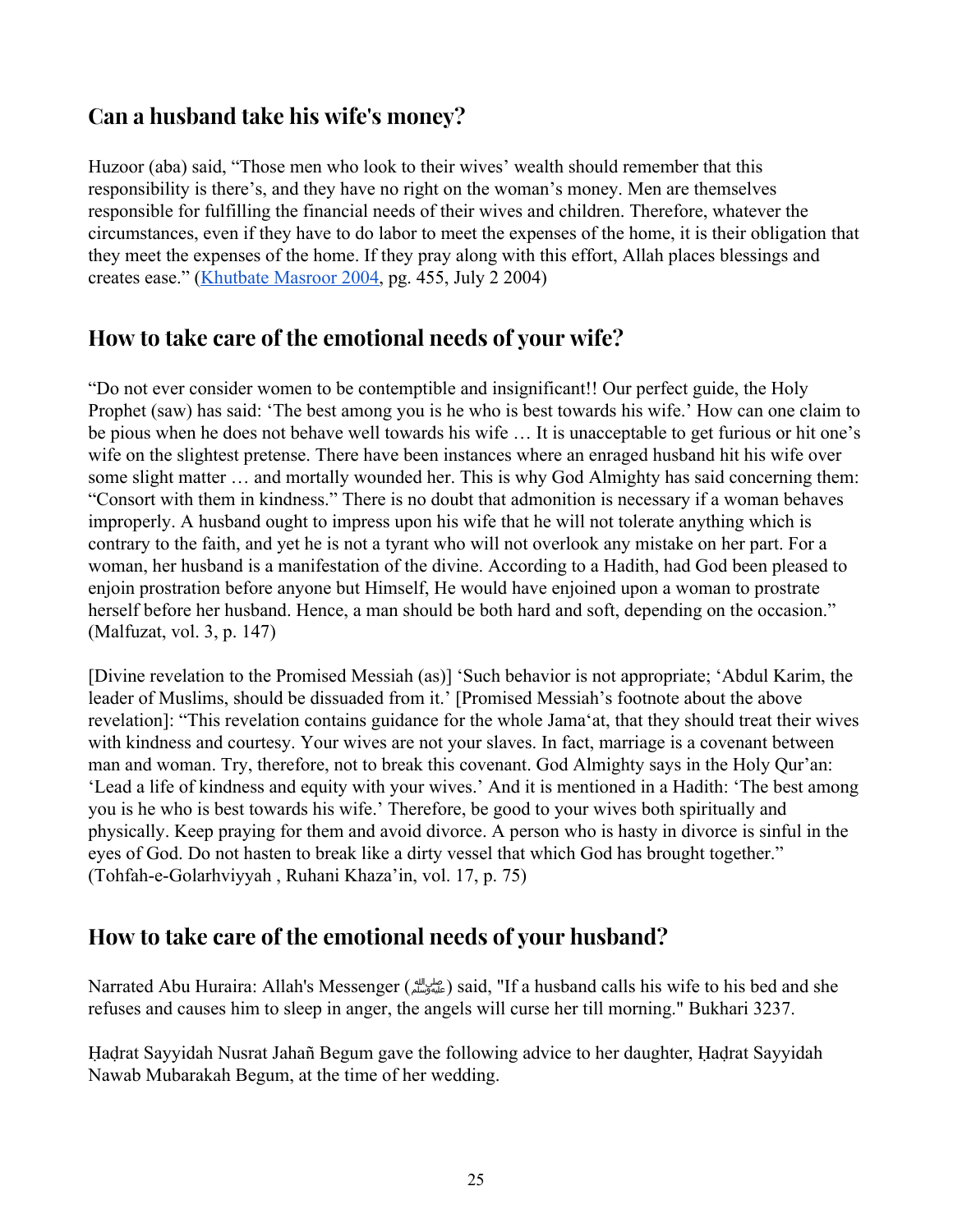## Can a husband take his wife's money?

Huzoor (aba) said, "Those men who look to their wives' wealth should remember that this responsibility is there's, and they have no right on the woman's money. Men are themselves responsible for fulfilling the financial needs of their wives and children. Therefore, whatever the circumstances, even if they have to do labor to meet the expenses of the home, it is their obligation that they meet the expenses of the home. If they pray along with this effort, Allah places blessings and creates ease." ([Khutbate Masroor 2004](), pg. 455, July 2 2004)

## How to take care of the emotional needs of your wife?

"Do not ever consider women to be contemptible and insignificant!! Our perfect guide, the Holy Prophet (saw) has said: 'The best among you is he who is best towards his wife.' How can one claim to be pious when he does not behave well towards his wife … It is unacceptable to get furious or hit one's wife on the slightest pretense. There have been instances where an enraged husband hit his wife over some slight matter … and mortally wounded her. This is why God Almighty has said concerning them: "Consort with them in kindness." There is no doubt that admonition is necessary if a woman behaves improperly. A husband ought to impress upon his wife that he will not tolerate anything which is contrary to the faith, and yet he is not a tyrant who will not overlook any mistake on her part. For a woman, her husband is a manifestation of the divine. According to a Hadith, had God been pleased to enjoin prostration before anyone but Himself, He would have enjoined upon a woman to prostrate herself before her husband. Hence, a man should be both hard and soft, depending on the occasion." (Malfuzat, vol. 3, p. 147)

[Divine revelation to the Promised Messiah (as)] 'Such behavior is not appropriate; 'Abdul Karim, the leader of Muslims, should be dissuaded from it.' [Promised Messiah's footnote about the above revelation]: "This revelation contains guidance for the whole Jama'at, that they should treat their wives with kindness and courtesy. Your wives are not your slaves. In fact, marriage is a covenant between man and woman. Try, therefore, not to break this covenant. God Almighty says in the Holy Qur'an: 'Lead a life of kindness and equity with your wives.' And it is mentioned in a Hadith: 'The best among you is he who is best towards his wife.' Therefore, be good to your wives both spiritually and physically. Keep praying for them and avoid divorce. A person who is hasty in divorce is sinful in the eyes of God. Do not hasten to break like a dirty vessel that which God has brought together." (Tohfah-e-Golarhviyyah , Ruhani Khaza'in, vol. 17, p. 75)

## How to take care of the emotional needs of your husband?

Narrated Abu Huraira: Allah's Messenger (ﷺ) said, "If a husband calls his wife to his bed and she refuses and causes him to sleep in anger, the angels will curse her till morning." Bukhari 3237.

Ḥaḍrat Sayyidah Nusrat Jahañ Begum gave the following advice to her daughter, Ḥaḍrat Sayyidah Nawab Mubarakah Begum, at the time of her wedding.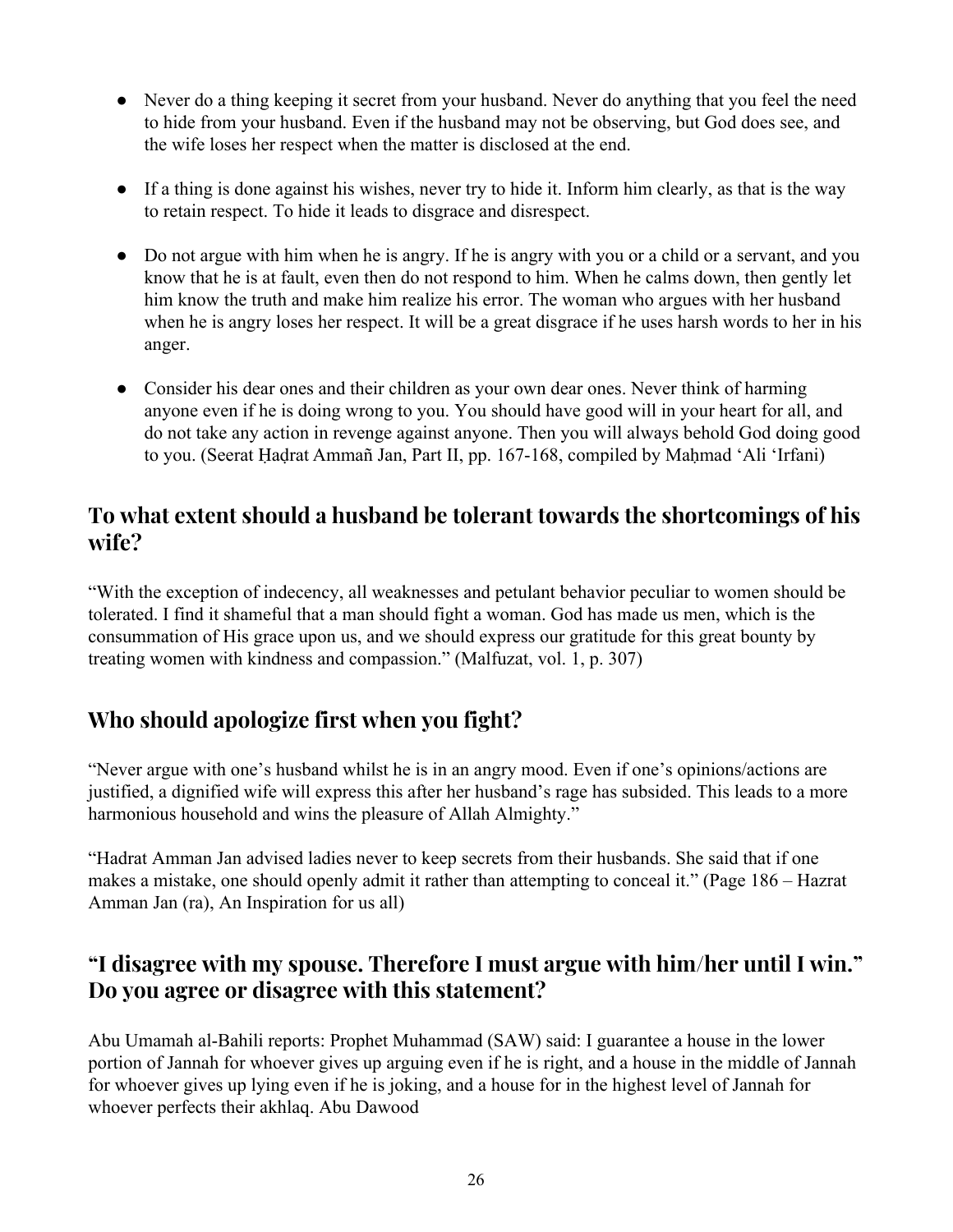- Never do a thing keeping it secret from your husband. Never do anything that you feel the need to hide from your husband. Even if the husband may not be observing, but God does see, and the wife loses her respect when the matter is disclosed at the end.

- If a thing is done against his wishes, never try to hide it. Inform him clearly, as that is the way to retain respect. To hide it leads to disgrace and disrespect.

- Do not argue with him when he is angry. If he is angry with you or a child or a servant, and you know that he is at fault, even then do not respond to him. When he calms down, then gently let him know the truth and make him realize his error. The woman who argues with her husband when he is angry loses her respect. It will be a great disgrace if he uses harsh words to her in his anger.

- Consider his dear ones and their children as your own dear ones. Never think of harming anyone even if he is doing wrong to you. You should have good will in your heart for all, and do not take any action in revenge against anyone. Then you will always behold God doing good to you. (Seerat Ḥaḍrat Ammañ Jan, Part II, pp. 167-168, compiled by Maḥmad 'Ali 'Irfani)

## To what extent should a husband be tolerant towards the shortcomings of his wife?

"With the exception of indecency, all weaknesses and petulant behavior peculiar to women should be tolerated. I find it shameful that a man should fight a woman. God has made us men, which is the consummation of His grace upon us, and we should express our gratitude for this great bounty by treating women with kindness and compassion." (Malfuzat, vol. 1, p. 307)

## Who should apologize first when you fight?

"Never argue with one's husband whilst he is in an angry mood. Even if one's opinions/actions are justified, a dignified wife will express this after her husband's rage has subsided. This leads to a more harmonious household and wins the pleasure of Allah Almighty."

"Hadrat Amman Jan advised ladies never to keep secrets from their husbands. She said that if one makes a mistake, one should openly admit it rather than attempting to conceal it." (Page 186 – Hazrat Amman Jan (ra), An Inspiration for us all)

## "I disagree with my spouse. Therefore I must argue with him/her until I win." Do you agree or disagree with this statement?

Abu Umamah al-Bahili reports: Prophet Muhammad (SAW) said: I guarantee a house in the lower portion of Jannah for whoever gives up arguing even if he is right, and a house in the middle of Jannah for whoever gives up lying even if he is joking, and a house for in the highest level of Jannah for whoever perfects their akhlaq. Abu Dawood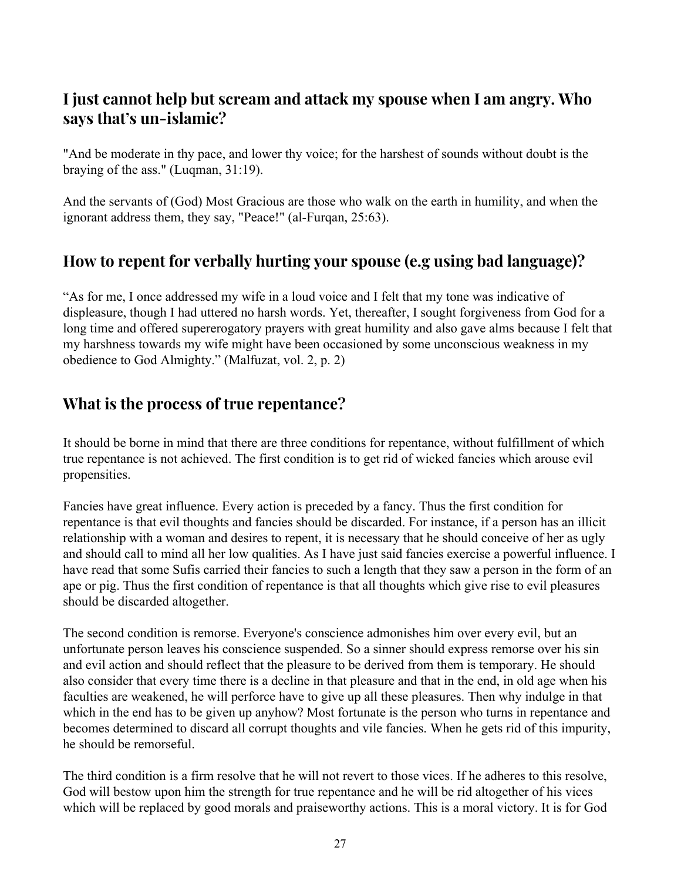## I just cannot help but scream and attack my spouse when I am angry. Who says that's un-islamic?

"And be moderate in thy pace, and lower thy voice; for the harshest of sounds without doubt is the braying of the ass." (Luqman, 31:19).

And the servants of (God) Most Gracious are those who walk on the earth in humility, and when the ignorant address them, they say, "Peace!" (al-Furqan, 25:63).

## How to repent for verbally hurting your spouse (e.g using bad language)?

"As for me, I once addressed my wife in a loud voice and I felt that my tone was indicative of displeasure, though I had uttered no harsh words. Yet, thereafter, I sought forgiveness from God for a long time and offered supererogatory prayers with great humility and also gave alms because I felt that my harshness towards my wife might have been occasioned by some unconscious weakness in my obedience to God Almighty." (Malfuzat, vol. 2, p. 2)

## What is the process of true repentance?

It should be borne in mind that there are three conditions for repentance, without fulfillment of which true repentance is not achieved. The first condition is to get rid of wicked fancies which arouse evil propensities.

Fancies have great influence. Every action is preceded by a fancy. Thus the first condition for repentance is that evil thoughts and fancies should be discarded. For instance, if a person has an illicit relationship with a woman and desires to repent, it is necessary that he should conceive of her as ugly and should call to mind all her low qualities. As I have just said fancies exercise a powerful influence. I have read that some Sufis carried their fancies to such a length that they saw a person in the form of an ape or pig. Thus the first condition of repentance is that all thoughts which give rise to evil pleasures should be discarded altogether.

The second condition is remorse. Everyone's conscience admonishes him over every evil, but an unfortunate person leaves his conscience suspended. So a sinner should express remorse over his sin and evil action and should reflect that the pleasure to be derived from them is temporary. He should also consider that every time there is a decline in that pleasure and that in the end, in old age when his faculties are weakened, he will perforce have to give up all these pleasures. Then why indulge in that which in the end has to be given up anyhow? Most fortunate is the person who turns in repentance and becomes determined to discard all corrupt thoughts and vile fancies. When he gets rid of this impurity, he should be remorseful.

The third condition is a firm resolve that he will not revert to those vices. If he adheres to this resolve, God will bestow upon him the strength for true repentance and he will be rid altogether of his vices which will be replaced by good morals and praiseworthy actions. This is a moral victory. It is for God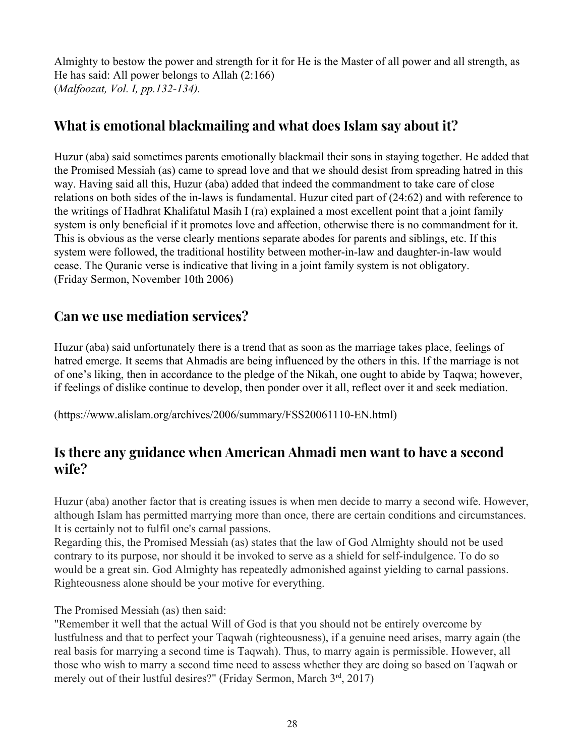Almighty to bestow the power and strength for it for He is the Master of all power and all strength, as He has said: All power belongs to Allah (2:166)
(*Malfoozat, Vol. I, pp.132-134).*

## What is emotional blackmailing and what does Islam say about it?

Huzur (aba) said sometimes parents emotionally blackmail their sons in staying together. He added that the Promised Messiah (as) came to spread love and that we should desist from spreading hatred in this way. Having said all this, Huzur (aba) added that indeed the commandment to take care of close relations on both sides of the in-laws is fundamental. Huzur cited part of (24:62) and with reference to the writings of Hadhrat Khalifatul Masih I (ra) explained a most excellent point that a joint family system is only beneficial if it promotes love and affection, otherwise there is no commandment for it. This is obvious as the verse clearly mentions separate abodes for parents and siblings, etc. If this system were followed, the traditional hostility between mother-in-law and daughter-in-law would cease. The Quranic verse is indicative that living in a joint family system is not obligatory.
(Friday Sermon, November 10th 2006)

## Can we use mediation services?

Huzur (aba) said unfortunately there is a trend that as soon as the marriage takes place, feelings of hatred emerge. It seems that Ahmadis are being influenced by the others in this. If the marriage is not of one's liking, then in accordance to the pledge of the Nikah, one ought to abide by Taqwa; however, if feelings of dislike continue to develop, then ponder over it all, reflect over it and seek mediation.

(https://www.alislam.org/archives/2006/summary/FSS20061110-EN.html)

## Is there any guidance when American Ahmadi men want to have a second wife?

Huzur (aba) another factor that is creating issues is when men decide to marry a second wife. However, although Islam has permitted marrying more than once, there are certain conditions and circumstances. It is certainly not to fulfil one's carnal passions.
Regarding this, the Promised Messiah (as) states that the law of God Almighty should not be used contrary to its purpose, nor should it be invoked to serve as a shield for self-indulgence. To do so would be a great sin. God Almighty has repeatedly admonished against yielding to carnal passions. Righteousness alone should be your motive for everything.

The Promised Messiah (as) then said:
"Remember it well that the actual Will of God is that you should not be entirely overcome by lustfulness and that to perfect your Taqwah (righteousness), if a genuine need arises, marry again (the real basis for marrying a second time is Taqwah). Thus, to marry again is permissible. However, all those who wish to marry a second time need to assess whether they are doing so based on Taqwah or merely out of their lustful desires?" (Friday Sermon, March 3rd, 2017)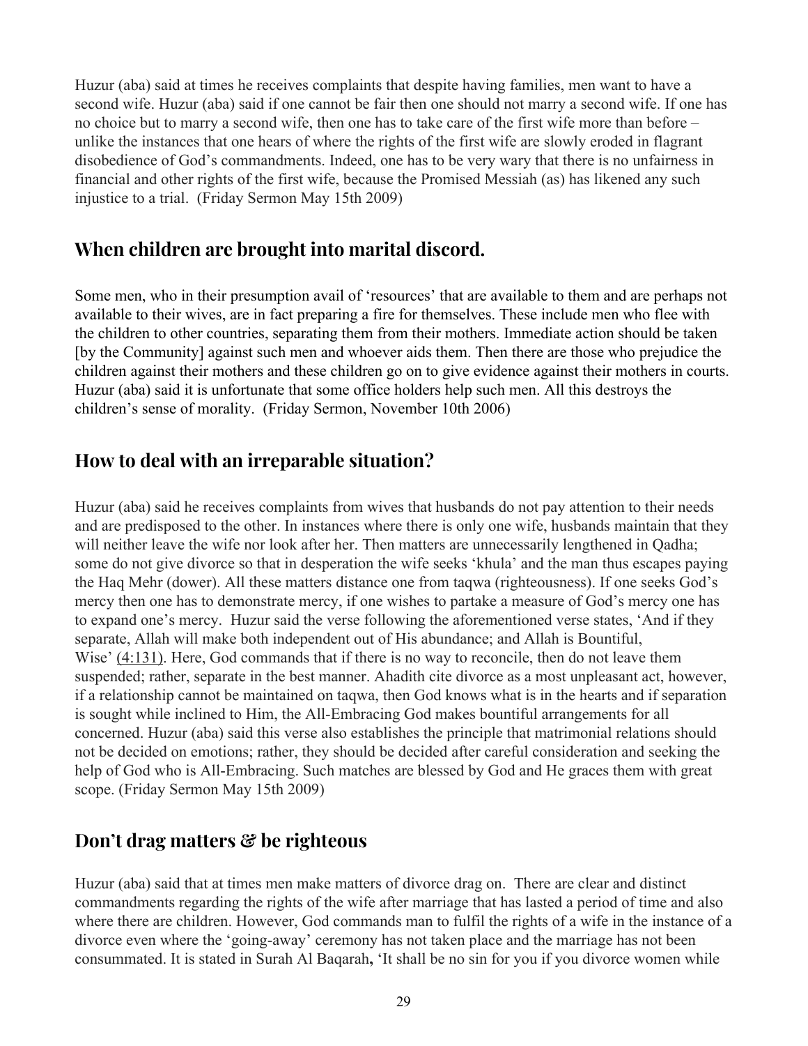Huzur (aba) said at times he receives complaints that despite having families, men want to have a second wife. Huzur (aba) said if one cannot be fair then one should not marry a second wife. If one has no choice but to marry a second wife, then one has to take care of the first wife more than before – unlike the instances that one hears of where the rights of the first wife are slowly eroded in flagrant disobedience of God's commandments. Indeed, one has to be very wary that there is no unfairness in financial and other rights of the first wife, because the Promised Messiah (as) has likened any such injustice to a trial. (Friday Sermon May 15th 2009)

## When children are brought into marital discord.

Some men, who in their presumption avail of 'resources' that are available to them and are perhaps not available to their wives, are in fact preparing a fire for themselves. These include men who flee with the children to other countries, separating them from their mothers. Immediate action should be taken [by the Community] against such men and whoever aids them. Then there are those who prejudice the children against their mothers and these children go on to give evidence against their mothers in courts. Huzur (aba) said it is unfortunate that some office holders help such men. All this destroys the children's sense of morality. (Friday Sermon, November 10th 2006)

## How to deal with an irreparable situation?

Huzur (aba) said he receives complaints from wives that husbands do not pay attention to their needs and are predisposed to the other. In instances where there is only one wife, husbands maintain that they will neither leave the wife nor look after her. Then matters are unnecessarily lengthened in Qadha; some do not give divorce so that in desperation the wife seeks 'khula' and the man thus escapes paying the Haq Mehr (dower). All these matters distance one from taqwa (righteousness). If one seeks God's mercy then one has to demonstrate mercy, if one wishes to partake a measure of God's mercy one has to expand one's mercy. Huzur said the verse following the aforementioned verse states, 'And if they separate, Allah will make both independent out of His abundance; and Allah is Bountiful, Wise' (4:131). Here, God commands that if there is no way to reconcile, then do not leave them suspended; rather, separate in the best manner. Ahadith cite divorce as a most unpleasant act, however, if a relationship cannot be maintained on taqwa, then God knows what is in the hearts and if separation is sought while inclined to Him, the All-Embracing God makes bountiful arrangements for all concerned. Huzur (aba) said this verse also establishes the principle that matrimonial relations should not be decided on emotions; rather, they should be decided after careful consideration and seeking the help of God who is All-Embracing. Such matches are blessed by God and He graces them with great scope. (Friday Sermon May 15th 2009)

## Don't drag matters & be righteous

Huzur (aba) said that at times men make matters of divorce drag on. There are clear and distinct commandments regarding the rights of the wife after marriage that has lasted a period of time and also where there are children. However, God commands man to fulfil the rights of a wife in the instance of a divorce even where the 'going-away' ceremony has not taken place and the marriage has not been consummated. It is stated in Surah Al Baqarah**,** 'It shall be no sin for you if you divorce women while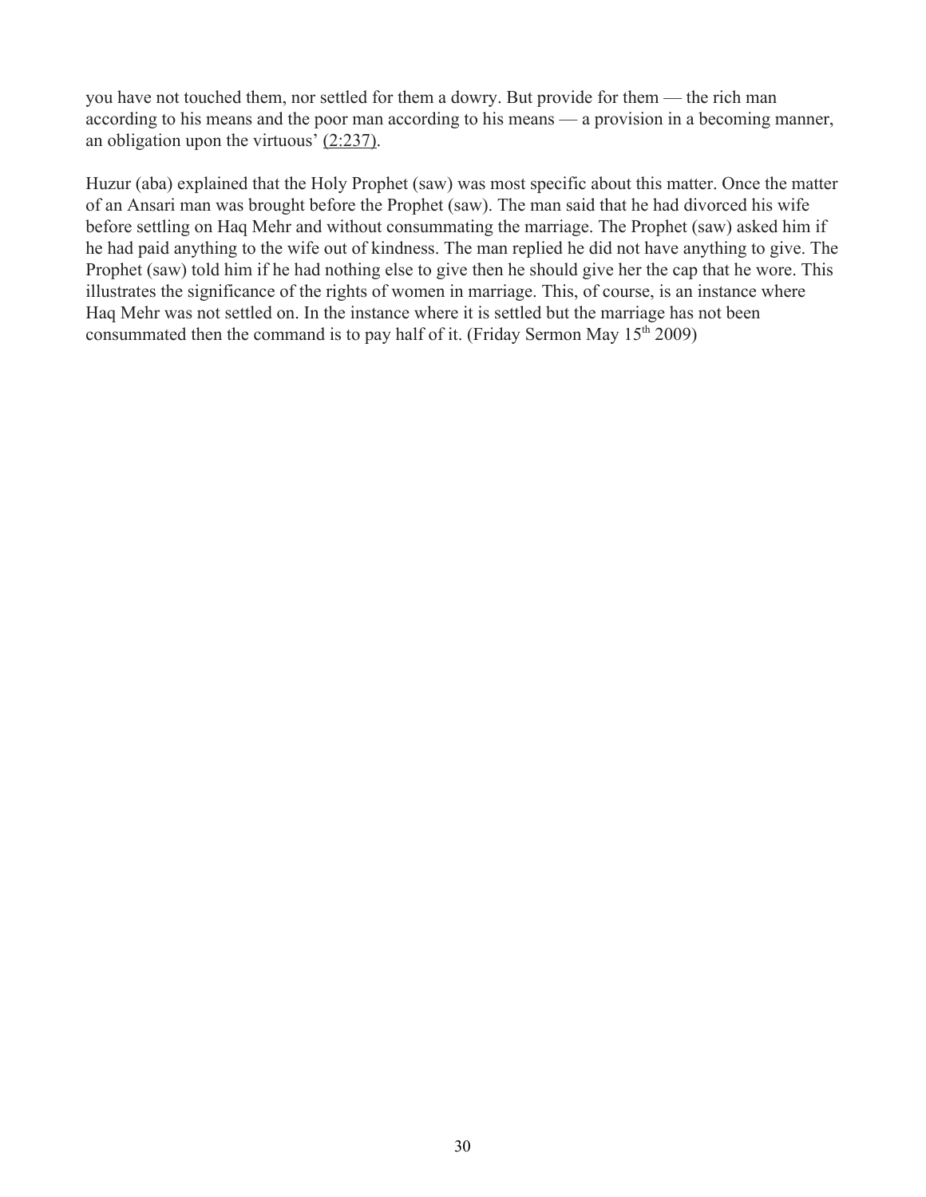you have not touched them, nor settled for them a dowry. But provide for them — the rich man according to his means and the poor man according to his means — a provision in a becoming manner, an obligation upon the virtuous' (2:237).

Huzur (aba) explained that the Holy Prophet (saw) was most specific about this matter. Once the matter of an Ansari man was brought before the Prophet (saw). The man said that he had divorced his wife before settling on Haq Mehr and without consummating the marriage. The Prophet (saw) asked him if he had paid anything to the wife out of kindness. The man replied he did not have anything to give. The Prophet (saw) told him if he had nothing else to give then he should give her the cap that he wore. This illustrates the significance of the rights of women in marriage. This, of course, is an instance where Haq Mehr was not settled on. In the instance where it is settled but the marriage has not been consummated then the command is to pay half of it. (Friday Sermon May 15th 2009)